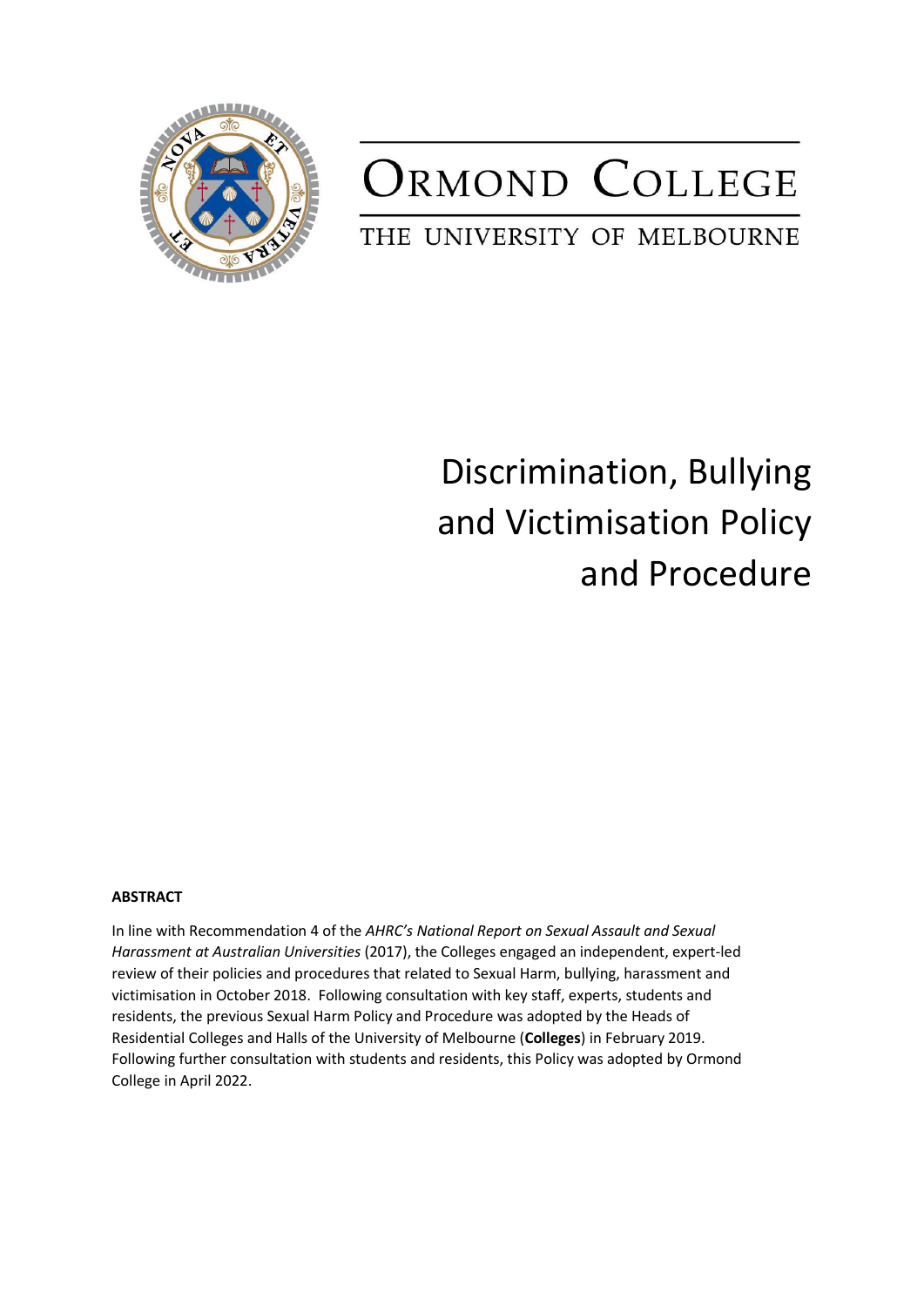# ORMOND COLLEGE

THE UNIVERSITY OF MELBOURNE

# Discrimination, Bullying and Victimisation Policy and Procedure

**ABSTRACT**

In line with Recommendation 4 of the *AHRC's National Report on Sexual Assault and Sexual Harassment at Australian Universities* (2017), the Colleges engaged an independent, expert-led review of their policies and procedures that related to Sexual Harm, bullying, harassment and victimisation in October 2018. Following consultation with key staff, experts, students and residents, the previous Sexual Harm Policy and Procedure was adopted by the Heads of Residential Colleges and Halls of the University of Melbourne (**Colleges**) in February 2019. Following further consultation with students and residents, this Policy was adopted by Ormond College in April 2022.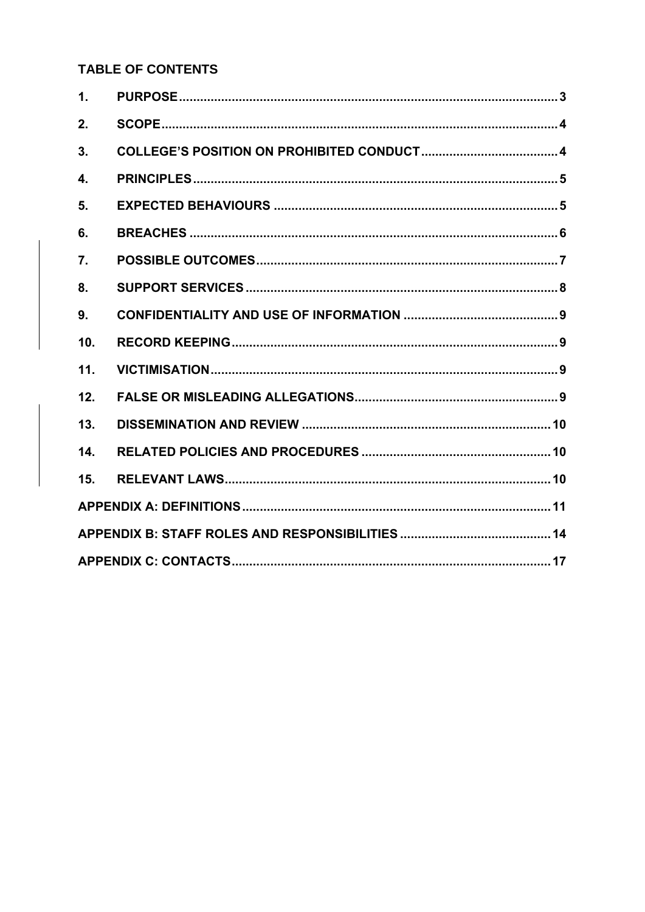**TABLE OF CONTENTS**

| | | |
|---|---|---|
| 1. | PURPOSE | 3 |
| 2. | SCOPE | 4 |
| 3. | COLLEGE'S POSITION ON PROHIBITED CONDUCT | 4 |
| 4. | PRINCIPLES | 5 |
| 5. | EXPECTED BEHAVIOURS | 5 |
| 6. | BREACHES | 6 |
| 7. | POSSIBLE OUTCOMES | 7 |
| 8. | SUPPORT SERVICES | 8 |
| 9. | CONFIDENTIALITY AND USE OF INFORMATION | 9 |
| 10. | RECORD KEEPING | 9 |
| 11. | VICTIMISATION | 9 |
| 12. | FALSE OR MISLEADING ALLEGATIONS | 9 |
| 13. | DISSEMINATION AND REVIEW | 10 |
| 14. | RELATED POLICIES AND PROCEDURES | 10 |
| 15. | RELEVANT LAWS | 10 |
| APPENDIX A: DEFINITIONS | | 11 |
| APPENDIX B: STAFF ROLES AND RESPONSIBILITIES | | 14 |
| APPENDIX C: CONTACTS | | 17 |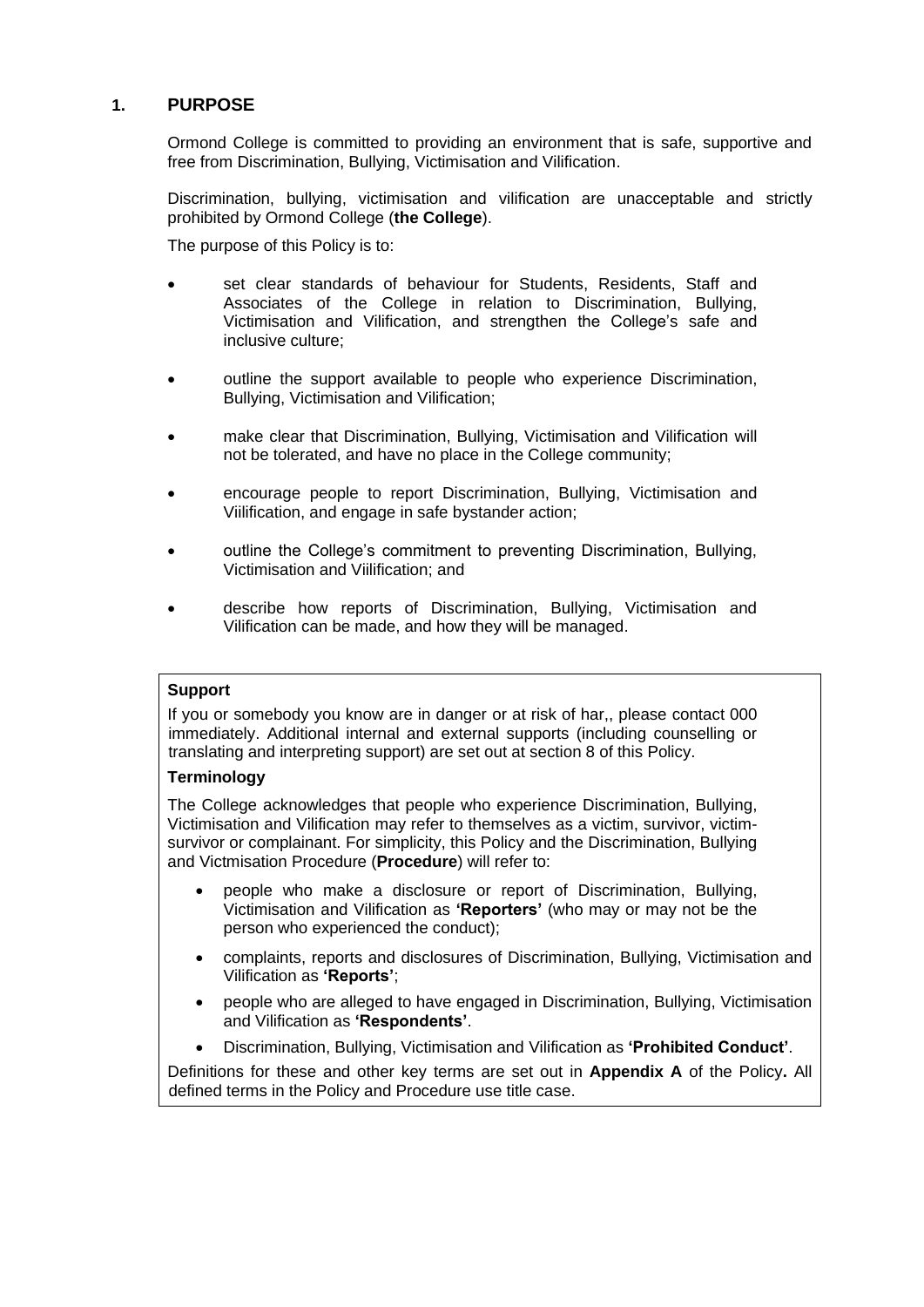## 1. PURPOSE

Ormond College is committed to providing an environment that is safe, supportive and free from Discrimination, Bullying, Victimisation and Vilification.

Discrimination, bullying, victimisation and vilification are unacceptable and strictly prohibited by Ormond College (**the College**).

The purpose of this Policy is to:

- set clear standards of behaviour for Students, Residents, Staff and Associates of the College in relation to Discrimination, Bullying, Victimisation and Vilification, and strengthen the College's safe and inclusive culture;
- outline the support available to people who experience Discrimination, Bullying, Victimisation and Vilification;
- make clear that Discrimination, Bullying, Victimisation and Vilification will not be tolerated, and have no place in the College community;
- encourage people to report Discrimination, Bullying, Victimisation and Viilification, and engage in safe bystander action;
- outline the College's commitment to preventing Discrimination, Bullying, Victimisation and Viilification; and
- describe how reports of Discrimination, Bullying, Victimisation and Vilification can be made, and how they will be managed.

**Support**

If you or somebody you know are in danger or at risk of har,, please contact 000 immediately. Additional internal and external supports (including counselling or translating and interpreting support) are set out at section 8 of this Policy.

**Terminology**

The College acknowledges that people who experience Discrimination, Bullying, Victimisation and Vilification may refer to themselves as a victim, survivor, victim-survivor or complainant. For simplicity, this Policy and the Discrimination, Bullying and Victmisation Procedure (**Procedure**) will refer to:

- people who make a disclosure or report of Discrimination, Bullying, Victimisation and Vilification as **'Reporters'** (who may or may not be the person who experienced the conduct);
- complaints, reports and disclosures of Discrimination, Bullying, Victimisation and Vilification as **'Reports'**;
- people who are alleged to have engaged in Discrimination, Bullying, Victimisation and Vilification as **'Respondents'**.
- Discrimination, Bullying, Victimisation and Vilification as **'Prohibited Conduct'**.

Definitions for these and other key terms are set out in **Appendix A** of the Policy**.** All defined terms in the Policy and Procedure use title case.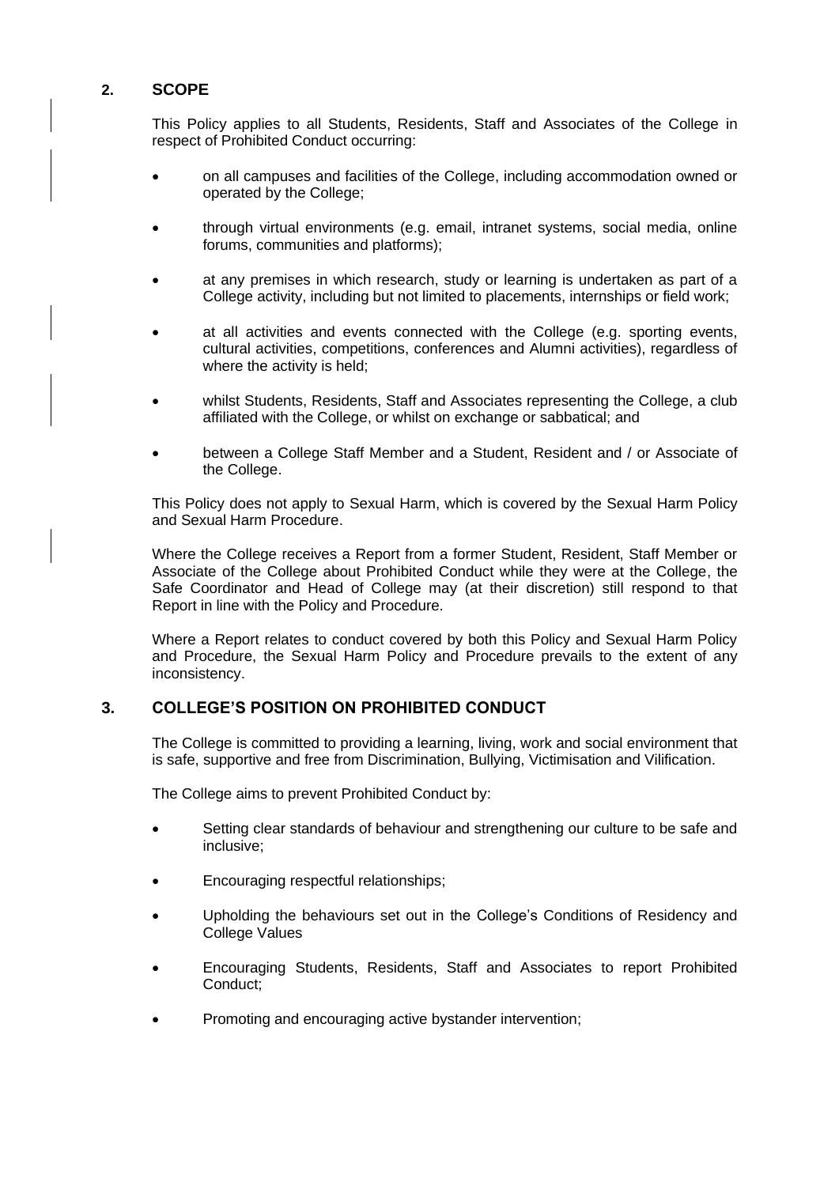## 2. SCOPE

This Policy applies to all Students, Residents, Staff and Associates of the College in respect of Prohibited Conduct occurring:

- on all campuses and facilities of the College, including accommodation owned or operated by the College;
- through virtual environments (e.g. email, intranet systems, social media, online forums, communities and platforms);
- at any premises in which research, study or learning is undertaken as part of a College activity, including but not limited to placements, internships or field work;
- at all activities and events connected with the College (e.g. sporting events, cultural activities, competitions, conferences and Alumni activities), regardless of where the activity is held;
- whilst Students, Residents, Staff and Associates representing the College, a club affiliated with the College, or whilst on exchange or sabbatical; and
- between a College Staff Member and a Student, Resident and / or Associate of the College.

This Policy does not apply to Sexual Harm, which is covered by the Sexual Harm Policy and Sexual Harm Procedure.

Where the College receives a Report from a former Student, Resident, Staff Member or Associate of the College about Prohibited Conduct while they were at the College, the Safe Coordinator and Head of College may (at their discretion) still respond to that Report in line with the Policy and Procedure.

Where a Report relates to conduct covered by both this Policy and Sexual Harm Policy and Procedure, the Sexual Harm Policy and Procedure prevails to the extent of any inconsistency.

## 3. COLLEGE'S POSITION ON PROHIBITED CONDUCT

The College is committed to providing a learning, living, work and social environment that is safe, supportive and free from Discrimination, Bullying, Victimisation and Vilification.

The College aims to prevent Prohibited Conduct by:

- Setting clear standards of behaviour and strengthening our culture to be safe and inclusive;
- Encouraging respectful relationships;
- Upholding the behaviours set out in the College's Conditions of Residency and College Values
- Encouraging Students, Residents, Staff and Associates to report Prohibited Conduct;
- Promoting and encouraging active bystander intervention;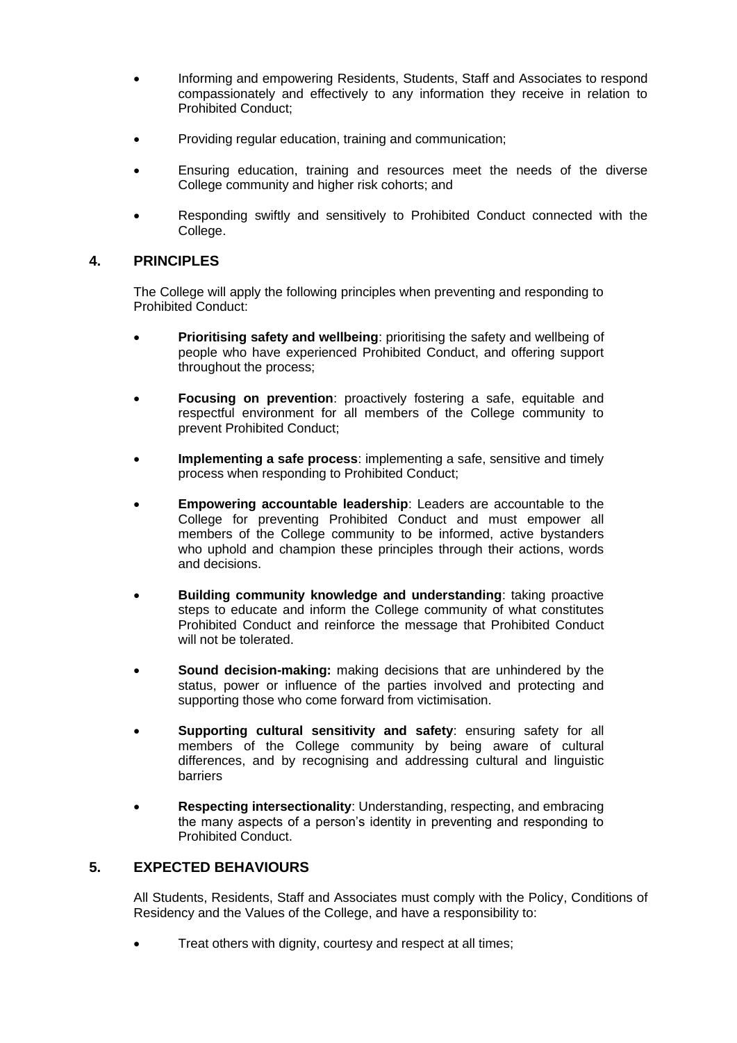- Informing and empowering Residents, Students, Staff and Associates to respond compassionately and effectively to any information they receive in relation to Prohibited Conduct;
- Providing regular education, training and communication;
- Ensuring education, training and resources meet the needs of the diverse College community and higher risk cohorts; and
- Responding swiftly and sensitively to Prohibited Conduct connected with the College.

## 4. PRINCIPLES

The College will apply the following principles when preventing and responding to Prohibited Conduct:

- **Prioritising safety and wellbeing**: prioritising the safety and wellbeing of people who have experienced Prohibited Conduct, and offering support throughout the process;
- **Focusing on prevention**: proactively fostering a safe, equitable and respectful environment for all members of the College community to prevent Prohibited Conduct;
- **Implementing a safe process**: implementing a safe, sensitive and timely process when responding to Prohibited Conduct;
- **Empowering accountable leadership**: Leaders are accountable to the College for preventing Prohibited Conduct and must empower all members of the College community to be informed, active bystanders who uphold and champion these principles through their actions, words and decisions.
- **Building community knowledge and understanding**: taking proactive steps to educate and inform the College community of what constitutes Prohibited Conduct and reinforce the message that Prohibited Conduct will not be tolerated.
- **Sound decision-making:** making decisions that are unhindered by the status, power or influence of the parties involved and protecting and supporting those who come forward from victimisation.
- **Supporting cultural sensitivity and safety**: ensuring safety for all members of the College community by being aware of cultural differences, and by recognising and addressing cultural and linguistic barriers
- **Respecting intersectionality**: Understanding, respecting, and embracing the many aspects of a person's identity in preventing and responding to Prohibited Conduct.

## 5. EXPECTED BEHAVIOURS

All Students, Residents, Staff and Associates must comply with the Policy, Conditions of Residency and the Values of the College, and have a responsibility to:

- Treat others with dignity, courtesy and respect at all times;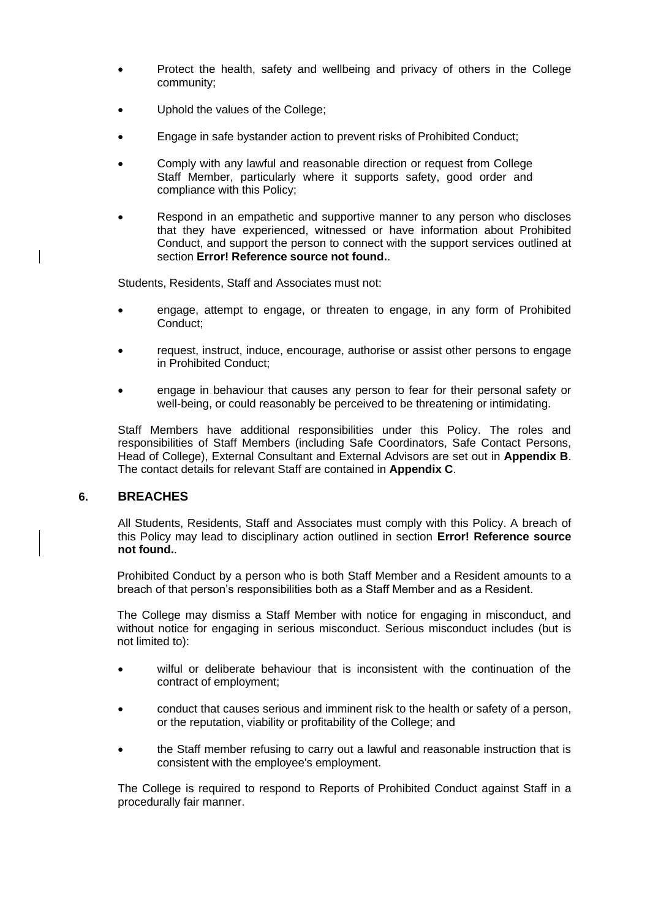- Protect the health, safety and wellbeing and privacy of others in the College community;
- Uphold the values of the College;
- Engage in safe bystander action to prevent risks of Prohibited Conduct;
- Comply with any lawful and reasonable direction or request from College Staff Member, particularly where it supports safety, good order and compliance with this Policy;
- Respond in an empathetic and supportive manner to any person who discloses that they have experienced, witnessed or have information about Prohibited Conduct, and support the person to connect with the support services outlined at section **Error! Reference source not found.**.

Students, Residents, Staff and Associates must not:

- engage, attempt to engage, or threaten to engage, in any form of Prohibited Conduct;
- request, instruct, induce, encourage, authorise or assist other persons to engage in Prohibited Conduct;
- engage in behaviour that causes any person to fear for their personal safety or well-being, or could reasonably be perceived to be threatening or intimidating.

Staff Members have additional responsibilities under this Policy. The roles and responsibilities of Staff Members (including Safe Coordinators, Safe Contact Persons, Head of College), External Consultant and External Advisors are set out in **Appendix B**. The contact details for relevant Staff are contained in **Appendix C**.

## 6. BREACHES

All Students, Residents, Staff and Associates must comply with this Policy. A breach of this Policy may lead to disciplinary action outlined in section **Error! Reference source not found.**.

Prohibited Conduct by a person who is both Staff Member and a Resident amounts to a breach of that person's responsibilities both as a Staff Member and as a Resident.

The College may dismiss a Staff Member with notice for engaging in misconduct, and without notice for engaging in serious misconduct. Serious misconduct includes (but is not limited to):

- wilful or deliberate behaviour that is inconsistent with the continuation of the contract of employment;
- conduct that causes serious and imminent risk to the health or safety of a person, or the reputation, viability or profitability of the College; and
- the Staff member refusing to carry out a lawful and reasonable instruction that is consistent with the employee's employment.

The College is required to respond to Reports of Prohibited Conduct against Staff in a procedurally fair manner.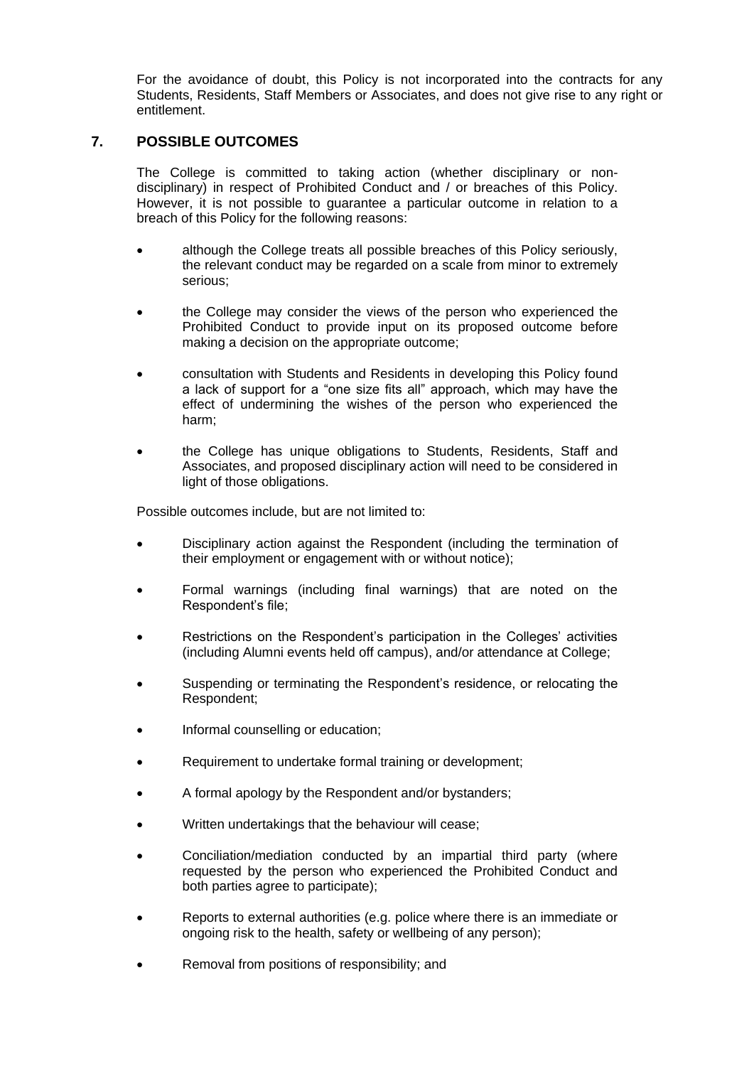For the avoidance of doubt, this Policy is not incorporated into the contracts for any Students, Residents, Staff Members or Associates, and does not give rise to any right or entitlement.

## 7. POSSIBLE OUTCOMES

The College is committed to taking action (whether disciplinary or non-disciplinary) in respect of Prohibited Conduct and / or breaches of this Policy. However, it is not possible to guarantee a particular outcome in relation to a breach of this Policy for the following reasons:

- although the College treats all possible breaches of this Policy seriously, the relevant conduct may be regarded on a scale from minor to extremely serious;
- the College may consider the views of the person who experienced the Prohibited Conduct to provide input on its proposed outcome before making a decision on the appropriate outcome;
- consultation with Students and Residents in developing this Policy found a lack of support for a "one size fits all" approach, which may have the effect of undermining the wishes of the person who experienced the harm;
- the College has unique obligations to Students, Residents, Staff and Associates, and proposed disciplinary action will need to be considered in light of those obligations.

Possible outcomes include, but are not limited to:

- Disciplinary action against the Respondent (including the termination of their employment or engagement with or without notice);
- Formal warnings (including final warnings) that are noted on the Respondent's file;
- Restrictions on the Respondent's participation in the Colleges' activities (including Alumni events held off campus), and/or attendance at College;
- Suspending or terminating the Respondent's residence, or relocating the Respondent;
- Informal counselling or education;
- Requirement to undertake formal training or development;
- A formal apology by the Respondent and/or bystanders;
- Written undertakings that the behaviour will cease;
- Conciliation/mediation conducted by an impartial third party (where requested by the person who experienced the Prohibited Conduct and both parties agree to participate);
- Reports to external authorities (e.g. police where there is an immediate or ongoing risk to the health, safety or wellbeing of any person);
- Removal from positions of responsibility; and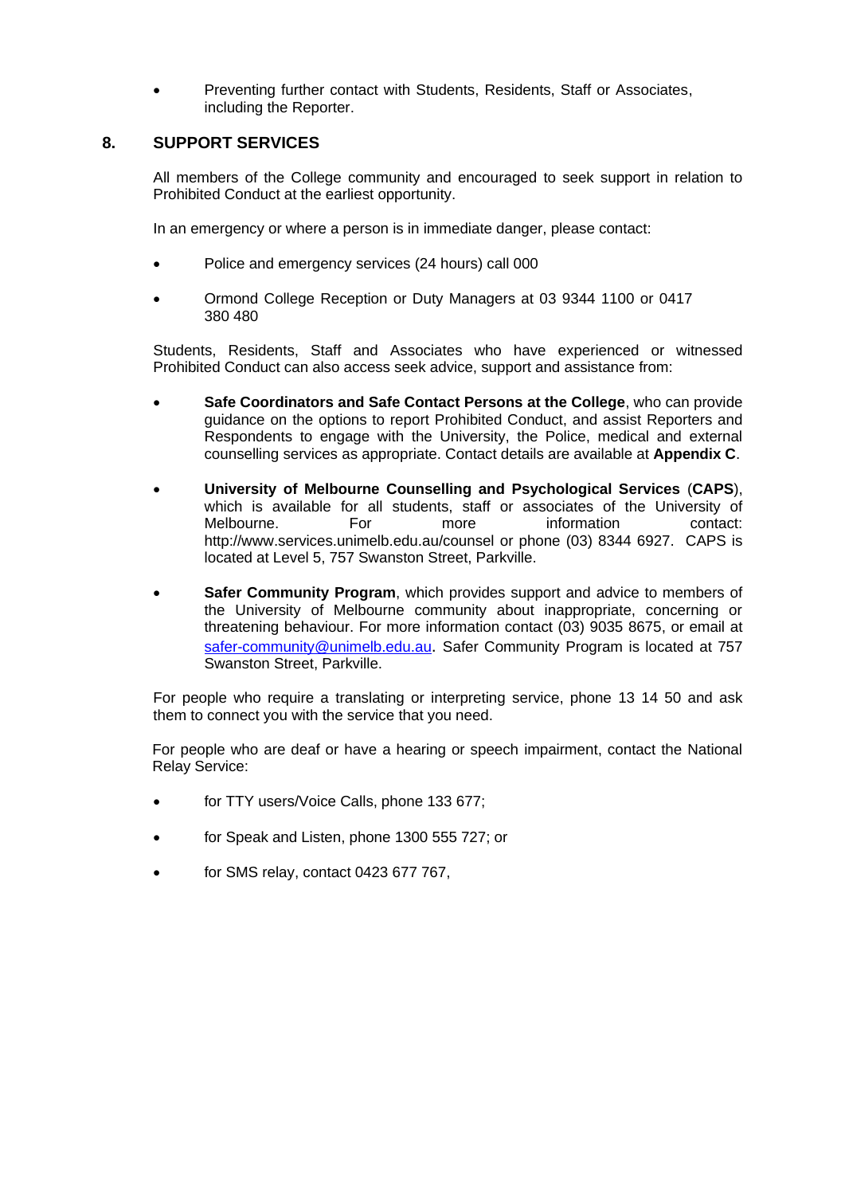- Preventing further contact with Students, Residents, Staff or Associates, including the Reporter.

## 8. SUPPORT SERVICES

All members of the College community and encouraged to seek support in relation to Prohibited Conduct at the earliest opportunity.

In an emergency or where a person is in immediate danger, please contact:

- Police and emergency services (24 hours) call 000
- Ormond College Reception or Duty Managers at 03 9344 1100 or 0417 380 480

Students, Residents, Staff and Associates who have experienced or witnessed Prohibited Conduct can also access seek advice, support and assistance from:

- **Safe Coordinators and Safe Contact Persons at the College**, who can provide guidance on the options to report Prohibited Conduct, and assist Reporters and Respondents to engage with the University, the Police, medical and external counselling services as appropriate. Contact details are available at **Appendix C**.
- **University of Melbourne Counselling and Psychological Services** (**CAPS**), which is available for all students, staff or associates of the University of Melbourne. For more information contact: http://www.services.unimelb.edu.au/counsel or phone (03) 8344 6927. CAPS is located at Level 5, 757 Swanston Street, Parkville.
- **Safer Community Program**, which provides support and advice to members of the University of Melbourne community about inappropriate, concerning or threatening behaviour. For more information contact (03) 9035 8675, or email at safer-community@unimelb.edu.au. Safer Community Program is located at 757 Swanston Street, Parkville.

For people who require a translating or interpreting service, phone 13 14 50 and ask them to connect you with the service that you need.

For people who are deaf or have a hearing or speech impairment, contact the National Relay Service:

- for TTY users/Voice Calls, phone 133 677;
- for Speak and Listen, phone 1300 555 727; or
- for SMS relay, contact 0423 677 767,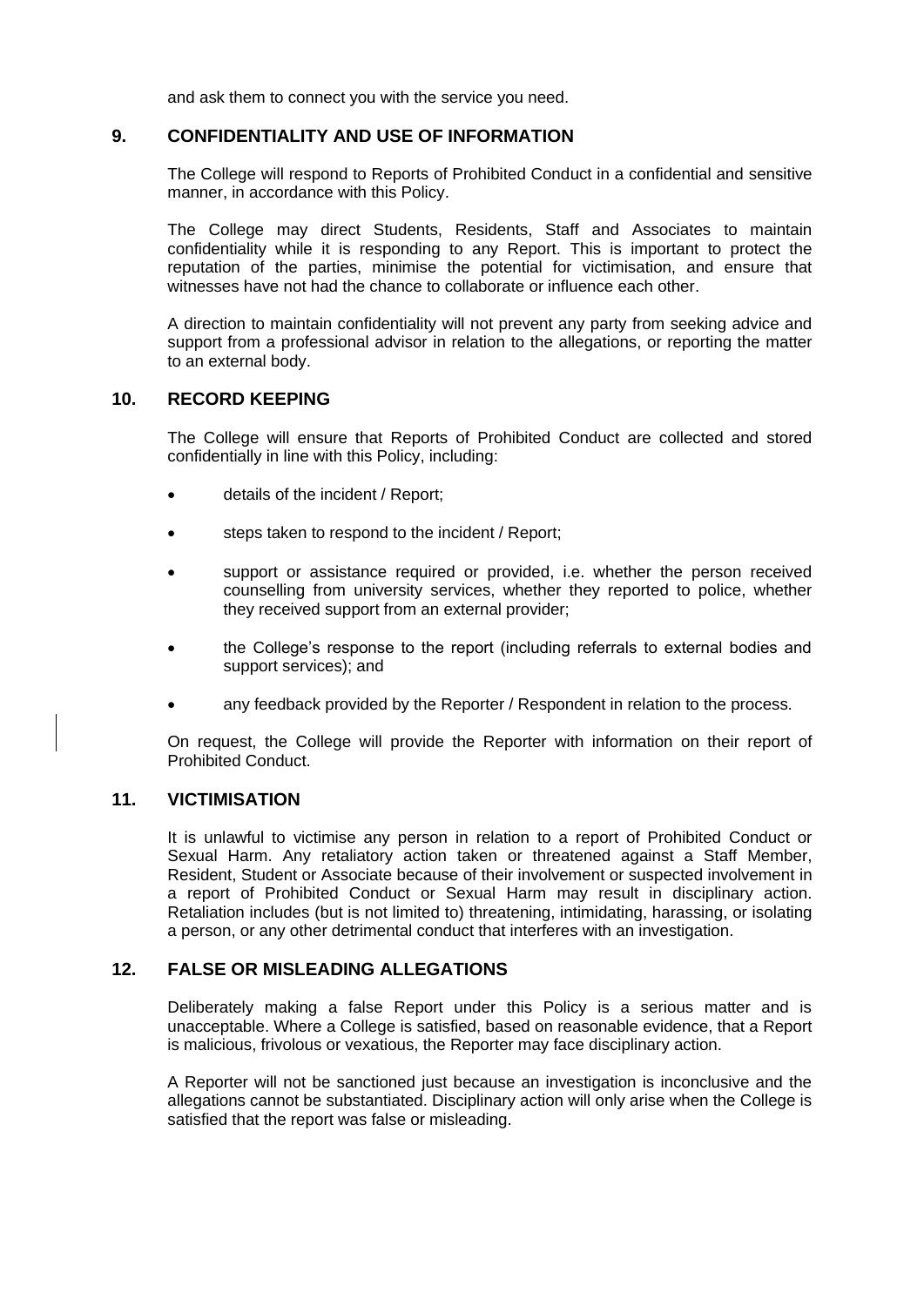and ask them to connect you with the service you need.

## 9. CONFIDENTIALITY AND USE OF INFORMATION

The College will respond to Reports of Prohibited Conduct in a confidential and sensitive manner, in accordance with this Policy.

The College may direct Students, Residents, Staff and Associates to maintain confidentiality while it is responding to any Report. This is important to protect the reputation of the parties, minimise the potential for victimisation, and ensure that witnesses have not had the chance to collaborate or influence each other.

A direction to maintain confidentiality will not prevent any party from seeking advice and support from a professional advisor in relation to the allegations, or reporting the matter to an external body.

## 10. RECORD KEEPING

The College will ensure that Reports of Prohibited Conduct are collected and stored confidentially in line with this Policy, including:

- details of the incident / Report;
- steps taken to respond to the incident / Report;
- support or assistance required or provided, i.e. whether the person received counselling from university services, whether they reported to police, whether they received support from an external provider;
- the College's response to the report (including referrals to external bodies and support services); and
- any feedback provided by the Reporter / Respondent in relation to the process.

On request, the College will provide the Reporter with information on their report of Prohibited Conduct.

## 11. VICTIMISATION

It is unlawful to victimise any person in relation to a report of Prohibited Conduct or Sexual Harm. Any retaliatory action taken or threatened against a Staff Member, Resident, Student or Associate because of their involvement or suspected involvement in a report of Prohibited Conduct or Sexual Harm may result in disciplinary action. Retaliation includes (but is not limited to) threatening, intimidating, harassing, or isolating a person, or any other detrimental conduct that interferes with an investigation.

## 12. FALSE OR MISLEADING ALLEGATIONS

Deliberately making a false Report under this Policy is a serious matter and is unacceptable. Where a College is satisfied, based on reasonable evidence, that a Report is malicious, frivolous or vexatious, the Reporter may face disciplinary action.

A Reporter will not be sanctioned just because an investigation is inconclusive and the allegations cannot be substantiated. Disciplinary action will only arise when the College is satisfied that the report was false or misleading.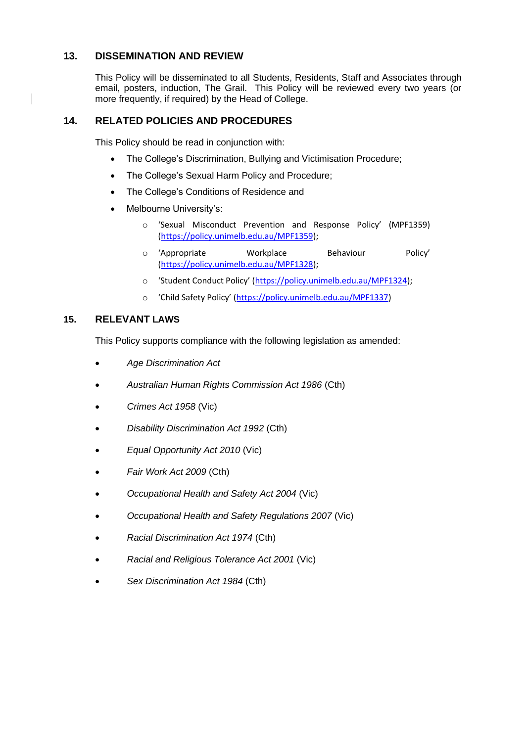## 13. DISSEMINATION AND REVIEW

This Policy will be disseminated to all Students, Residents, Staff and Associates through email, posters, induction, The Grail. This Policy will be reviewed every two years (or more frequently, if required) by the Head of College.

## 14. RELATED POLICIES AND PROCEDURES

This Policy should be read in conjunction with:

- The College's Discrimination, Bullying and Victimisation Procedure;
- The College's Sexual Harm Policy and Procedure;
- The College's Conditions of Residence and
- Melbourne University's:
    - 'Sexual Misconduct Prevention and Response Policy' (MPF1359) (https://policy.unimelb.edu.au/MPF1359);
    - 'Appropriate Workplace Behaviour Policy' (https://policy.unimelb.edu.au/MPF1328);
    - 'Student Conduct Policy' (https://policy.unimelb.edu.au/MPF1324);
    - 'Child Safety Policy' (https://policy.unimelb.edu.au/MPF1337)

## 15. RELEVANT LAWS

This Policy supports compliance with the following legislation as amended:

- *Age Discrimination Act*
- *Australian Human Rights Commission Act 1986* (Cth)
- *Crimes Act 1958* (Vic)
- *Disability Discrimination Act 1992* (Cth)
- *Equal Opportunity Act 2010* (Vic)
- *Fair Work Act 2009* (Cth)
- *Occupational Health and Safety Act 2004* (Vic)
- *Occupational Health and Safety Regulations 2007* (Vic)
- *Racial Discrimination Act 1974* (Cth)
- *Racial and Religious Tolerance Act 2001* (Vic)
- *Sex Discrimination Act 1984* (Cth)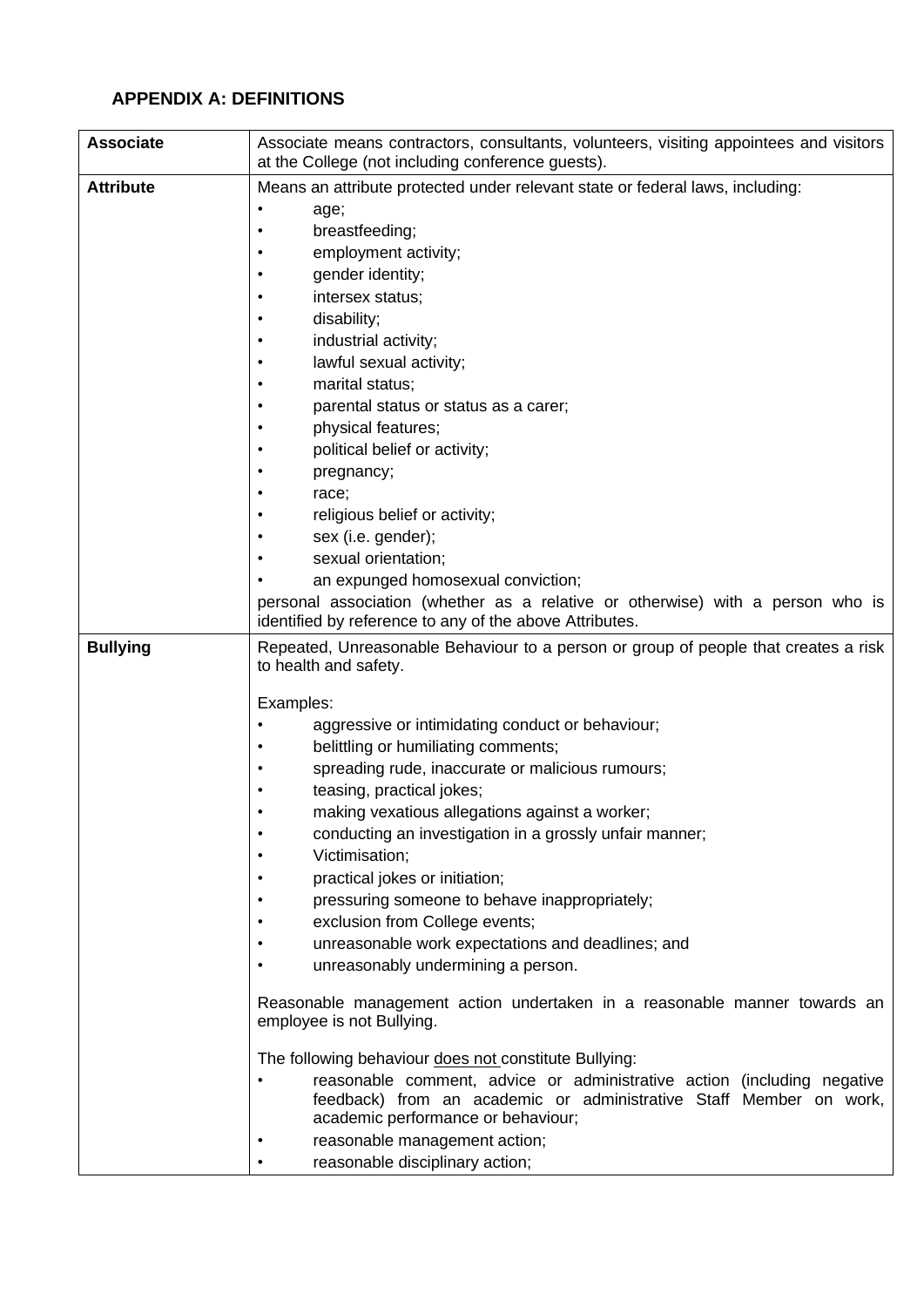## APPENDIX A: DEFINITIONS

| | |
|---|---|
| **Associate** | Associate means contractors, consultants, volunteers, visiting appointees and visitors at the College (not including conference guests). |
| **Attribute** | Means an attribute protected under relevant state or federal laws, including:<br>• age;<br>• breastfeeding;<br>• employment activity;<br>• gender identity;<br>• intersex status;<br>• disability;<br>• industrial activity;<br>• lawful sexual activity;<br>• marital status;<br>• parental status or status as a carer;<br>• physical features;<br>• political belief or activity;<br>• pregnancy;<br>• race;<br>• religious belief or activity;<br>• sex (i.e. gender);<br>• sexual orientation;<br>• an expunged homosexual conviction;<br>personal association (whether as a relative or otherwise) with a person who is identified by reference to any of the above Attributes. |
| **Bullying** | Repeated, Unreasonable Behaviour to a person or group of people that creates a risk to health and safety.<br><br>Examples:<br>• aggressive or intimidating conduct or behaviour;<br>• belittling or humiliating comments;<br>• spreading rude, inaccurate or malicious rumours;<br>• teasing, practical jokes;<br>• making vexatious allegations against a worker;<br>• conducting an investigation in a grossly unfair manner;<br>• Victimisation;<br>• practical jokes or initiation;<br>• pressuring someone to behave inappropriately;<br>• exclusion from College events;<br>• unreasonable work expectations and deadlines; and<br>• unreasonably undermining a person.<br><br>Reasonable management action undertaken in a reasonable manner towards an employee is not Bullying.<br><br>The following behaviour <u>does not</u> constitute Bullying:<br>• reasonable comment, advice or administrative action (including negative feedback) from an academic or administrative Staff Member on work, academic performance or behaviour;<br>• reasonable management action;<br>• reasonable disciplinary action; |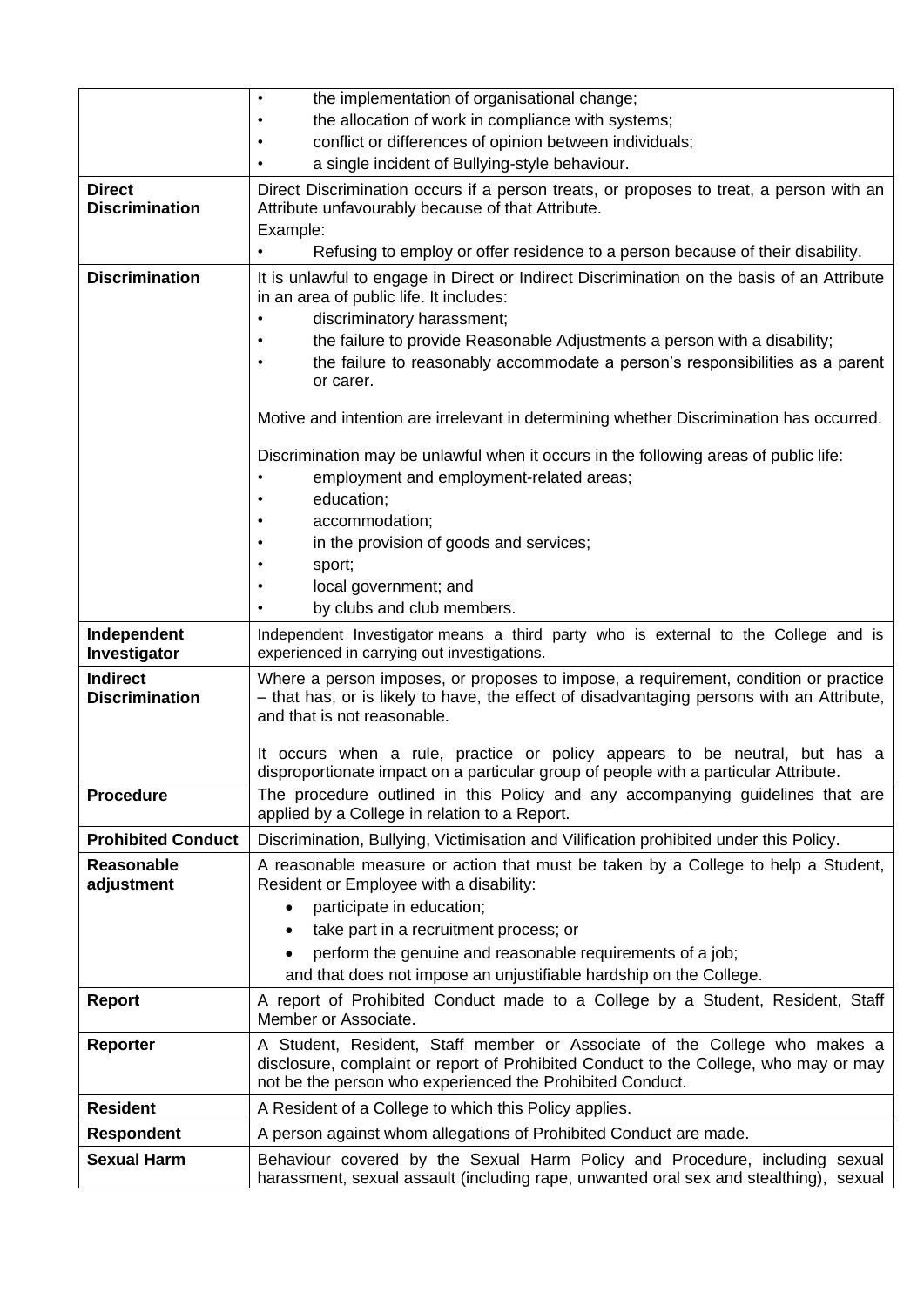| | |
|---|---|
| | • the implementation of organisational change;<br>• the allocation of work in compliance with systems;<br>• conflict or differences of opinion between individuals;<br>• a single incident of Bullying-style behaviour. |
| **Direct Discrimination** | Direct Discrimination occurs if a person treats, or proposes to treat, a person with an Attribute unfavourably because of that Attribute.<br>Example:<br>• Refusing to employ or offer residence to a person because of their disability. |
| **Discrimination** | It is unlawful to engage in Direct or Indirect Discrimination on the basis of an Attribute in an area of public life. It includes:<br>• discriminatory harassment;<br>• the failure to provide Reasonable Adjustments a person with a disability;<br>• the failure to reasonably accommodate a person's responsibilities as a parent or carer.<br><br>Motive and intention are irrelevant in determining whether Discrimination has occurred.<br><br>Discrimination may be unlawful when it occurs in the following areas of public life:<br>• employment and employment-related areas;<br>• education;<br>• accommodation;<br>• in the provision of goods and services;<br>• sport;<br>• local government; and<br>• by clubs and club members. |
| **Independent Investigator** | Independent Investigator means a third party who is external to the College and is experienced in carrying out investigations. |
| **Indirect Discrimination** | Where a person imposes, or proposes to impose, a requirement, condition or practice – that has, or is likely to have, the effect of disadvantaging persons with an Attribute, and that is not reasonable.<br><br>It occurs when a rule, practice or policy appears to be neutral, but has a disproportionate impact on a particular group of people with a particular Attribute. |
| **Procedure** | The procedure outlined in this Policy and any accompanying guidelines that are applied by a College in relation to a Report. |
| **Prohibited Conduct** | Discrimination, Bullying, Victimisation and Vilification prohibited under this Policy. |
| **Reasonable adjustment** | A reasonable measure or action that must be taken by a College to help a Student, Resident or Employee with a disability:<br>• participate in education;<br>• take part in a recruitment process; or<br>• perform the genuine and reasonable requirements of a job;<br>and that does not impose an unjustifiable hardship on the College. |
| **Report** | A report of Prohibited Conduct made to a College by a Student, Resident, Staff Member or Associate. |
| **Reporter** | A Student, Resident, Staff member or Associate of the College who makes a disclosure, complaint or report of Prohibited Conduct to the College, who may or may not be the person who experienced the Prohibited Conduct. |
| **Resident** | A Resident of a College to which this Policy applies. |
| **Respondent** | A person against whom allegations of Prohibited Conduct are made. |
| **Sexual Harm** | Behaviour covered by the Sexual Harm Policy and Procedure, including sexual harassment, sexual assault (including rape, unwanted oral sex and stealthing), sexual |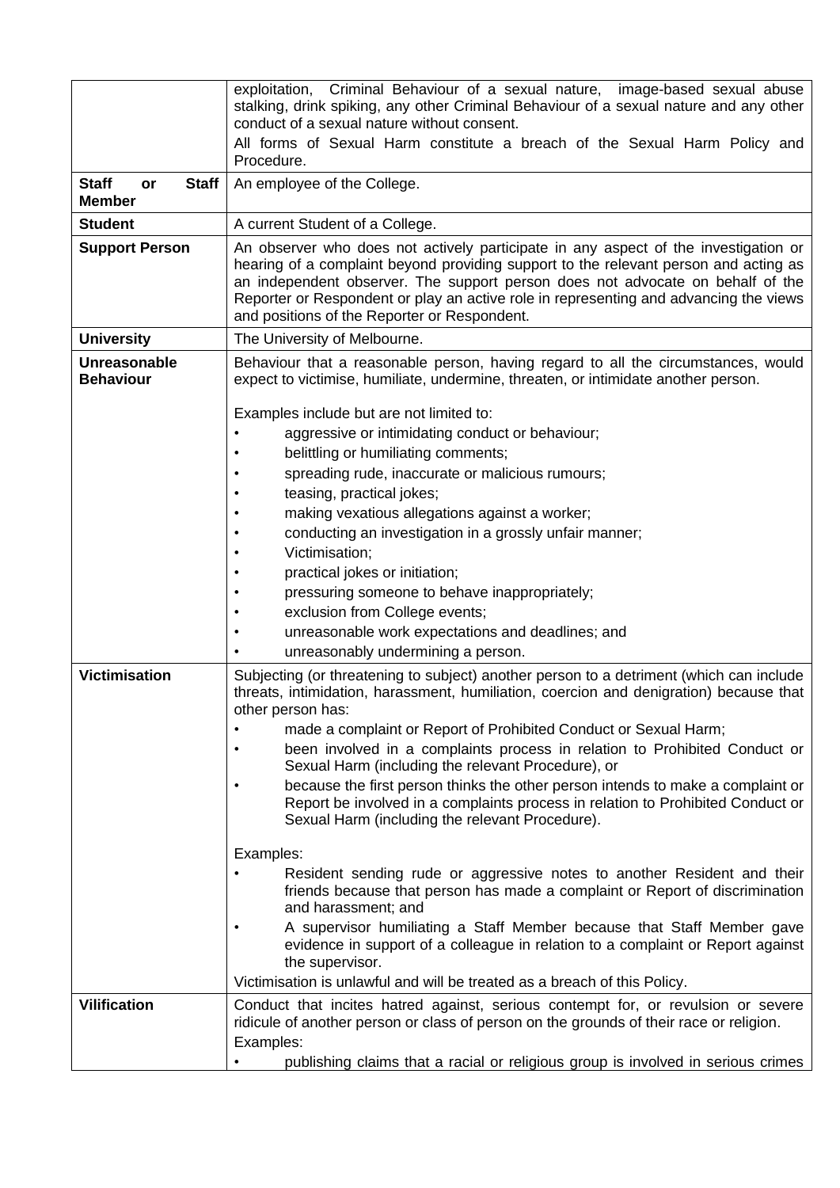| | |
|---|---|
| | exploitation, Criminal Behaviour of a sexual nature, image-based sexual abuse stalking, drink spiking, any other Criminal Behaviour of a sexual nature and any other conduct of a sexual nature without consent.<br>All forms of Sexual Harm constitute a breach of the Sexual Harm Policy and Procedure. |
| **Staff or Staff Member** | An employee of the College. |
| **Student** | A current Student of a College. |
| **Support Person** | An observer who does not actively participate in any aspect of the investigation or hearing of a complaint beyond providing support to the relevant person and acting as an independent observer. The support person does not advocate on behalf of the Reporter or Respondent or play an active role in representing and advancing the views and positions of the Reporter or Respondent. |
| **University** | The University of Melbourne. |
| **Unreasonable Behaviour** | Behaviour that a reasonable person, having regard to all the circumstances, would expect to victimise, humiliate, undermine, threaten, or intimidate another person.<br><br>Examples include but are not limited to:<br>• aggressive or intimidating conduct or behaviour;<br>• belittling or humiliating comments;<br>• spreading rude, inaccurate or malicious rumours;<br>• teasing, practical jokes;<br>• making vexatious allegations against a worker;<br>• conducting an investigation in a grossly unfair manner;<br>• Victimisation;<br>• practical jokes or initiation;<br>• pressuring someone to behave inappropriately;<br>• exclusion from College events;<br>• unreasonable work expectations and deadlines; and<br>• unreasonably undermining a person. |
| **Victimisation** | Subjecting (or threatening to subject) another person to a detriment (which can include threats, intimidation, harassment, humiliation, coercion and denigration) because that other person has:<br>• made a complaint or Report of Prohibited Conduct or Sexual Harm;<br>• been involved in a complaints process in relation to Prohibited Conduct or Sexual Harm (including the relevant Procedure), or<br>• because the first person thinks the other person intends to make a complaint or Report be involved in a complaints process in relation to Prohibited Conduct or Sexual Harm (including the relevant Procedure).<br><br>Examples:<br>• Resident sending rude or aggressive notes to another Resident and their friends because that person has made a complaint or Report of discrimination and harassment; and<br>• A supervisor humiliating a Staff Member because that Staff Member gave evidence in support of a colleague in relation to a complaint or Report against the supervisor.<br>Victimisation is unlawful and will be treated as a breach of this Policy. |
| **Vilification** | Conduct that incites hatred against, serious contempt for, or revulsion or severe ridicule of another person or class of person on the grounds of their race or religion.<br>Examples:<br>• publishing claims that a racial or religious group is involved in serious crimes |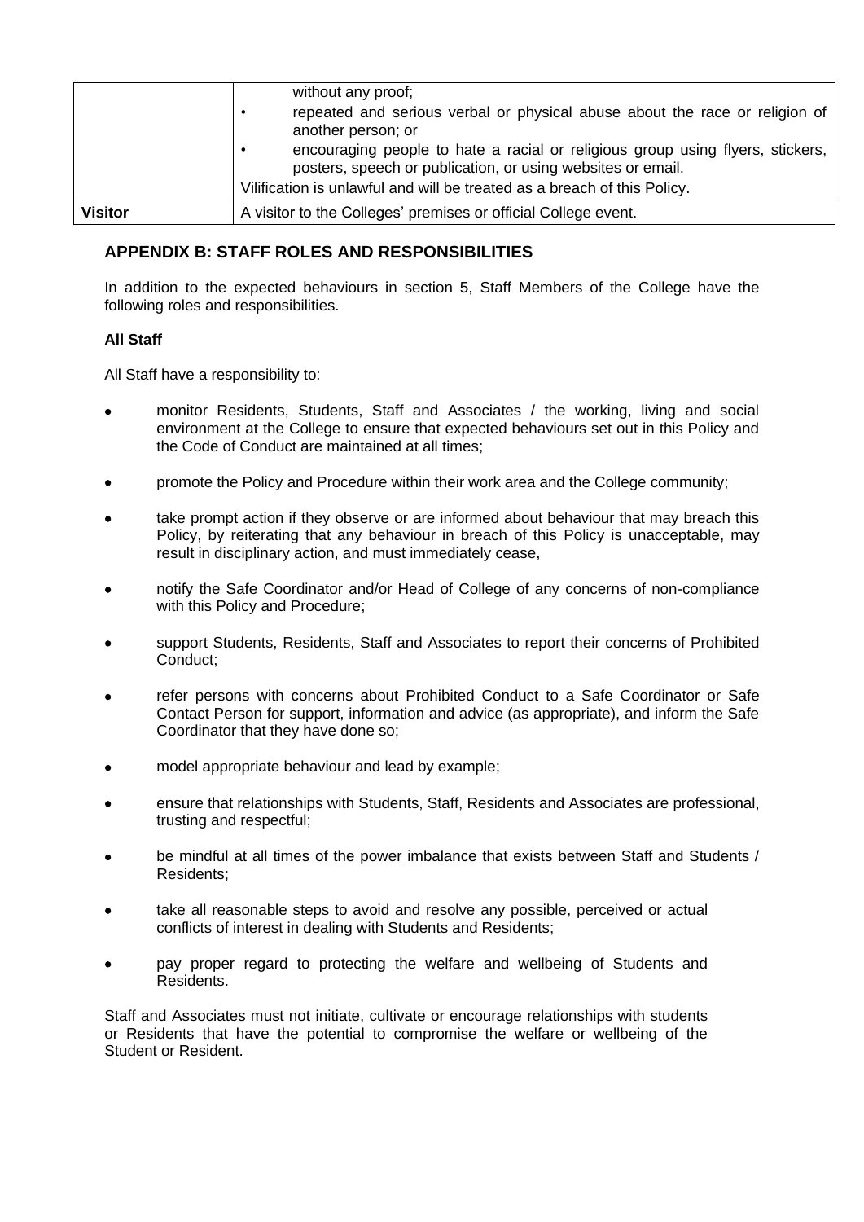| | |
|---|---|
| | without any proof;<br>• repeated and serious verbal or physical abuse about the race or religion of another person; or<br>• encouraging people to hate a racial or religious group using flyers, stickers, posters, speech or publication, or using websites or email.<br>Vilification is unlawful and will be treated as a breach of this Policy. |
| **Visitor** | A visitor to the Colleges' premises or official College event. |

## APPENDIX B: STAFF ROLES AND RESPONSIBILITIES

In addition to the expected behaviours in section 5, Staff Members of the College have the following roles and responsibilities.

**All Staff**

All Staff have a responsibility to:

- monitor Residents, Students, Staff and Associates / the working, living and social environment at the College to ensure that expected behaviours set out in this Policy and the Code of Conduct are maintained at all times;
- promote the Policy and Procedure within their work area and the College community;
- take prompt action if they observe or are informed about behaviour that may breach this Policy, by reiterating that any behaviour in breach of this Policy is unacceptable, may result in disciplinary action, and must immediately cease,
- notify the Safe Coordinator and/or Head of College of any concerns of non-compliance with this Policy and Procedure;
- support Students, Residents, Staff and Associates to report their concerns of Prohibited Conduct;
- refer persons with concerns about Prohibited Conduct to a Safe Coordinator or Safe Contact Person for support, information and advice (as appropriate), and inform the Safe Coordinator that they have done so;
- model appropriate behaviour and lead by example;
- ensure that relationships with Students, Staff, Residents and Associates are professional, trusting and respectful;
- be mindful at all times of the power imbalance that exists between Staff and Students / Residents;
- take all reasonable steps to avoid and resolve any possible, perceived or actual conflicts of interest in dealing with Students and Residents;
- pay proper regard to protecting the welfare and wellbeing of Students and Residents.

Staff and Associates must not initiate, cultivate or encourage relationships with students or Residents that have the potential to compromise the welfare or wellbeing of the Student or Resident.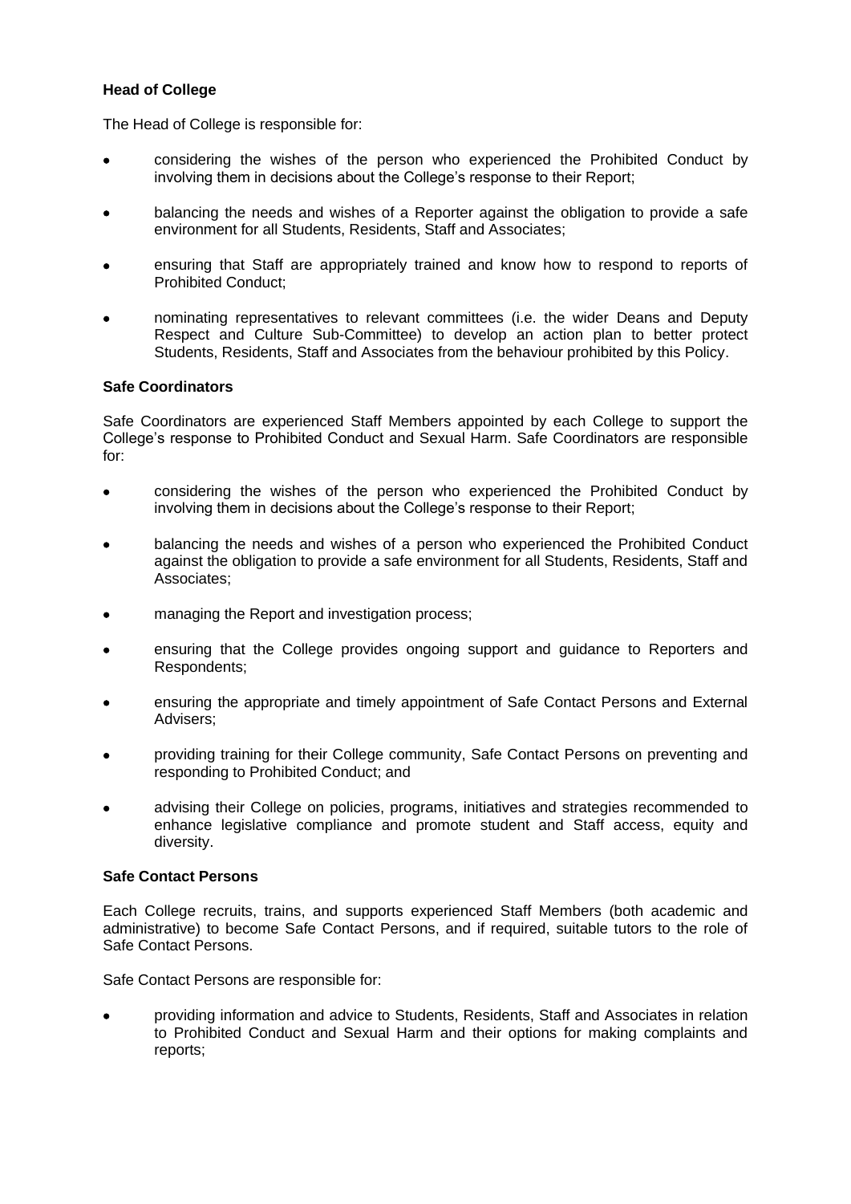**Head of College**

The Head of College is responsible for:

- considering the wishes of the person who experienced the Prohibited Conduct by involving them in decisions about the College's response to their Report;
- balancing the needs and wishes of a Reporter against the obligation to provide a safe environment for all Students, Residents, Staff and Associates;
- ensuring that Staff are appropriately trained and know how to respond to reports of Prohibited Conduct;
- nominating representatives to relevant committees (i.e. the wider Deans and Deputy Respect and Culture Sub-Committee) to develop an action plan to better protect Students, Residents, Staff and Associates from the behaviour prohibited by this Policy.

**Safe Coordinators**

Safe Coordinators are experienced Staff Members appointed by each College to support the College's response to Prohibited Conduct and Sexual Harm. Safe Coordinators are responsible for:

- considering the wishes of the person who experienced the Prohibited Conduct by involving them in decisions about the College's response to their Report;
- balancing the needs and wishes of a person who experienced the Prohibited Conduct against the obligation to provide a safe environment for all Students, Residents, Staff and Associates;
- managing the Report and investigation process;
- ensuring that the College provides ongoing support and guidance to Reporters and Respondents;
- ensuring the appropriate and timely appointment of Safe Contact Persons and External Advisers;
- providing training for their College community, Safe Contact Persons on preventing and responding to Prohibited Conduct; and
- advising their College on policies, programs, initiatives and strategies recommended to enhance legislative compliance and promote student and Staff access, equity and diversity.

**Safe Contact Persons**

Each College recruits, trains, and supports experienced Staff Members (both academic and administrative) to become Safe Contact Persons, and if required, suitable tutors to the role of Safe Contact Persons.

Safe Contact Persons are responsible for:

- providing information and advice to Students, Residents, Staff and Associates in relation to Prohibited Conduct and Sexual Harm and their options for making complaints and reports;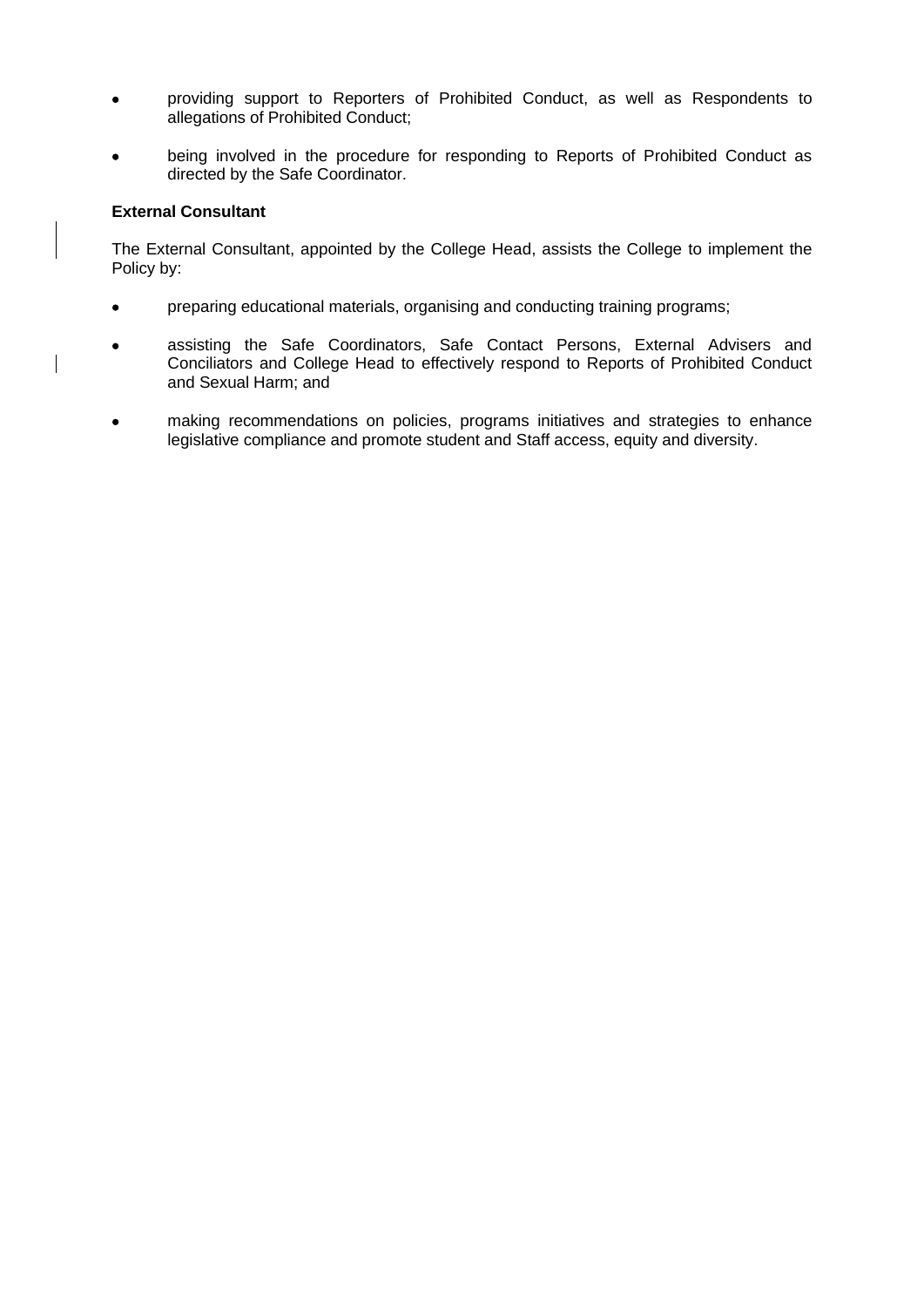- providing support to Reporters of Prohibited Conduct, as well as Respondents to allegations of Prohibited Conduct;
- being involved in the procedure for responding to Reports of Prohibited Conduct as directed by the Safe Coordinator.

**External Consultant**

The External Consultant, appointed by the College Head, assists the College to implement the Policy by:

- preparing educational materials, organising and conducting training programs;
- assisting the Safe Coordinators, Safe Contact Persons, External Advisers and Conciliators and College Head to effectively respond to Reports of Prohibited Conduct and Sexual Harm; and
- making recommendations on policies, programs initiatives and strategies to enhance legislative compliance and promote student and Staff access, equity and diversity.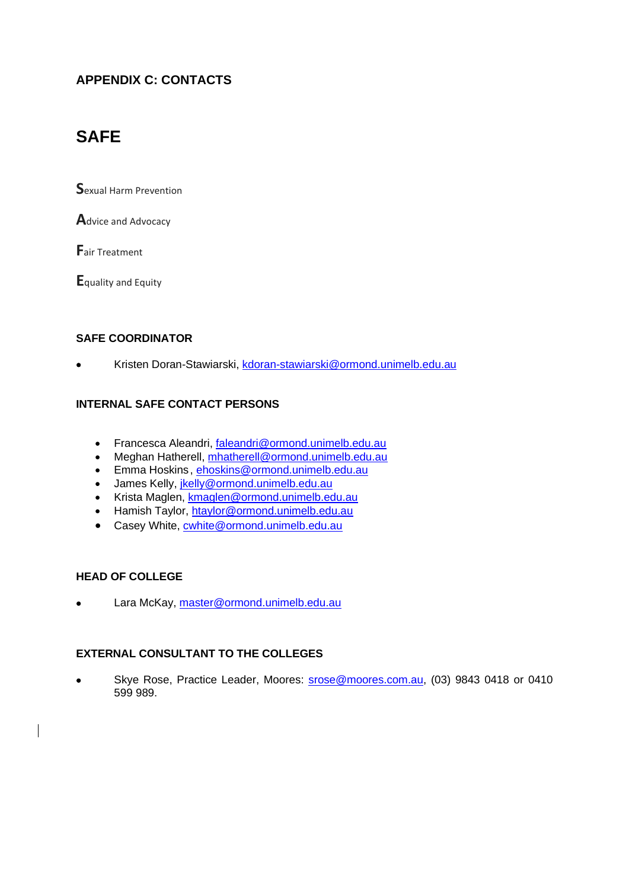## APPENDIX C: CONTACTS

# SAFE

**S**exual Harm Prevention

**A**dvice and Advocacy

**F**air Treatment

**E**quality and Equity

### SAFE COORDINATOR

- Kristen Doran-Stawiarski, kdoran-stawiarski@ormond.unimelb.edu.au

### INTERNAL SAFE CONTACT PERSONS

- Francesca Aleandri, faleandri@ormond.unimelb.edu.au
- Meghan Hatherell, mhatherell@ormond.unimelb.edu.au
- Emma Hoskins, ehoskins@ormond.unimelb.edu.au
- James Kelly, jkelly@ormond.unimelb.edu.au
- Krista Maglen, kmaglen@ormond.unimelb.edu.au
- Hamish Taylor, htaylor@ormond.unimelb.edu.au
- Casey White, cwhite@ormond.unimelb.edu.au

### HEAD OF COLLEGE

- Lara McKay, master@ormond.unimelb.edu.au

### EXTERNAL CONSULTANT TO THE COLLEGES

- Skye Rose, Practice Leader, Moores: srose@moores.com.au, (03) 9843 0418 or 0410 599 989.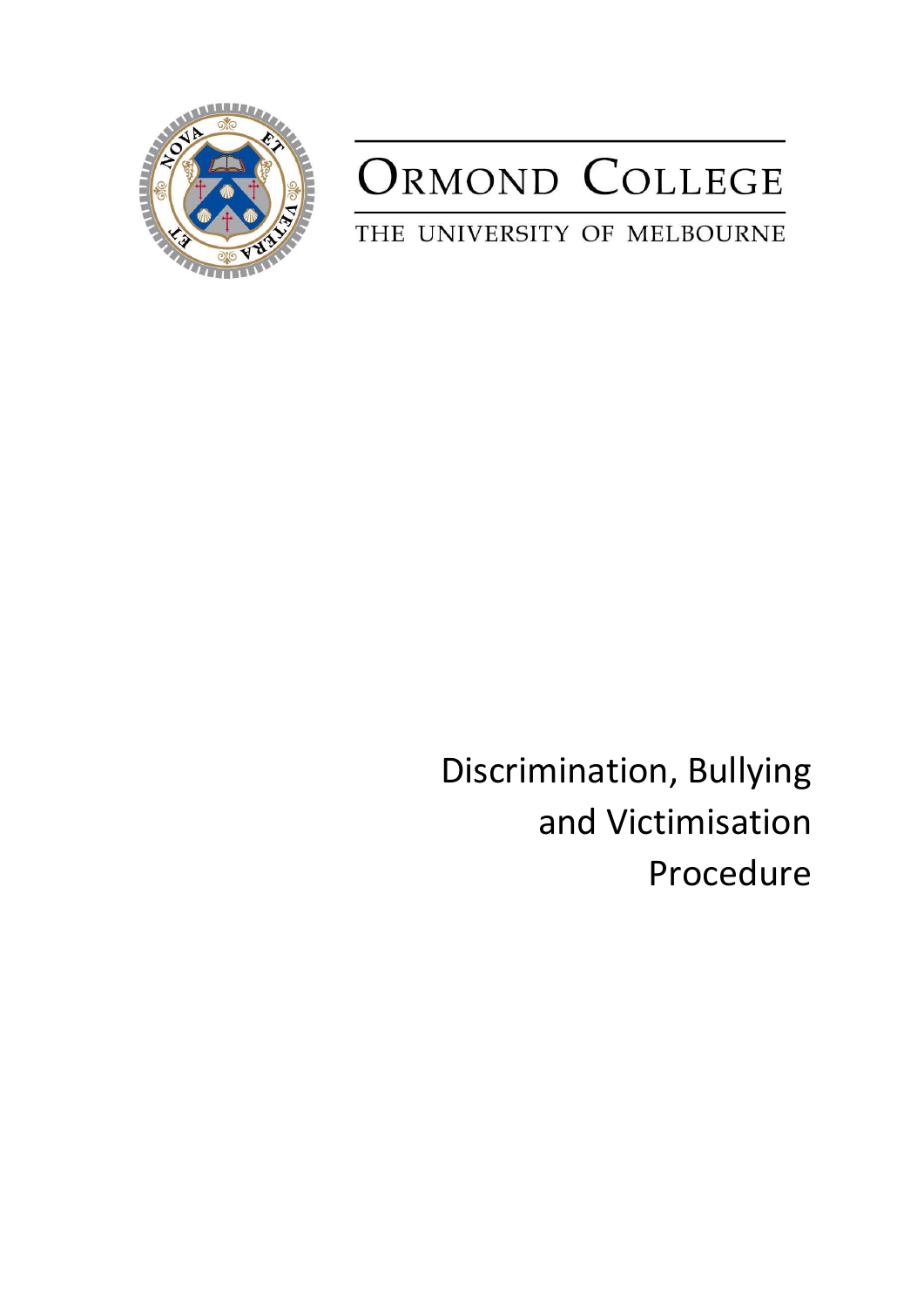# Ormond College

THE UNIVERSITY OF MELBOURNE

# Discrimination, Bullying and Victimisation Procedure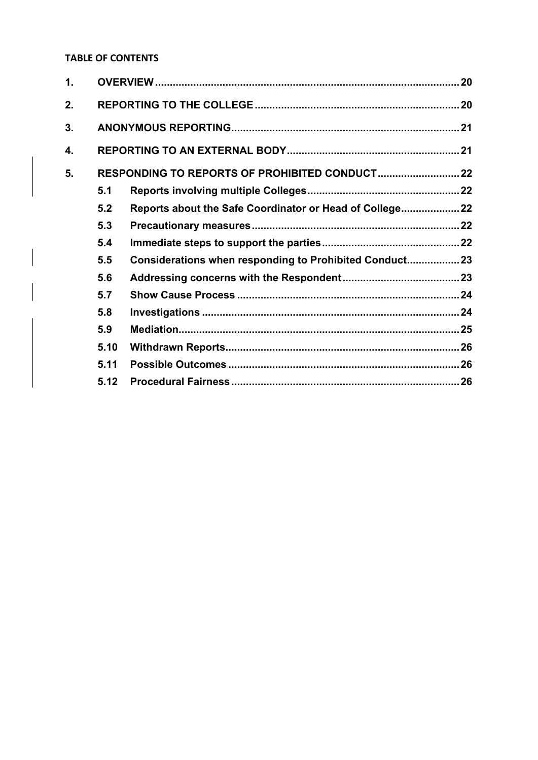**TABLE OF CONTENTS**

| | | | |
|---|---|---|---|
| **1.** | **OVERVIEW** | | **20** |
| **2.** | **REPORTING TO THE COLLEGE** | | **20** |
| **3.** | **ANONYMOUS REPORTING** | | **21** |
| **4.** | **REPORTING TO AN EXTERNAL BODY** | | **21** |
| **5.** | **RESPONDING TO REPORTS OF PROHIBITED CONDUCT** | | **22** |
| | **5.1** | **Reports involving multiple Colleges** | **22** |
| | **5.2** | **Reports about the Safe Coordinator or Head of College** | **22** |
| | **5.3** | **Precautionary measures** | **22** |
| | **5.4** | **Immediate steps to support the parties** | **22** |
| | **5.5** | **Considerations when responding to Prohibited Conduct** | **23** |
| | **5.6** | **Addressing concerns with the Respondent** | **23** |
| | **5.7** | **Show Cause Process** | **24** |
| | **5.8** | **Investigations** | **24** |
| | **5.9** | **Mediation** | **25** |
| | **5.10** | **Withdrawn Reports** | **26** |
| | **5.11** | **Possible Outcomes** | **26** |
| | **5.12** | **Procedural Fairness** | **26** |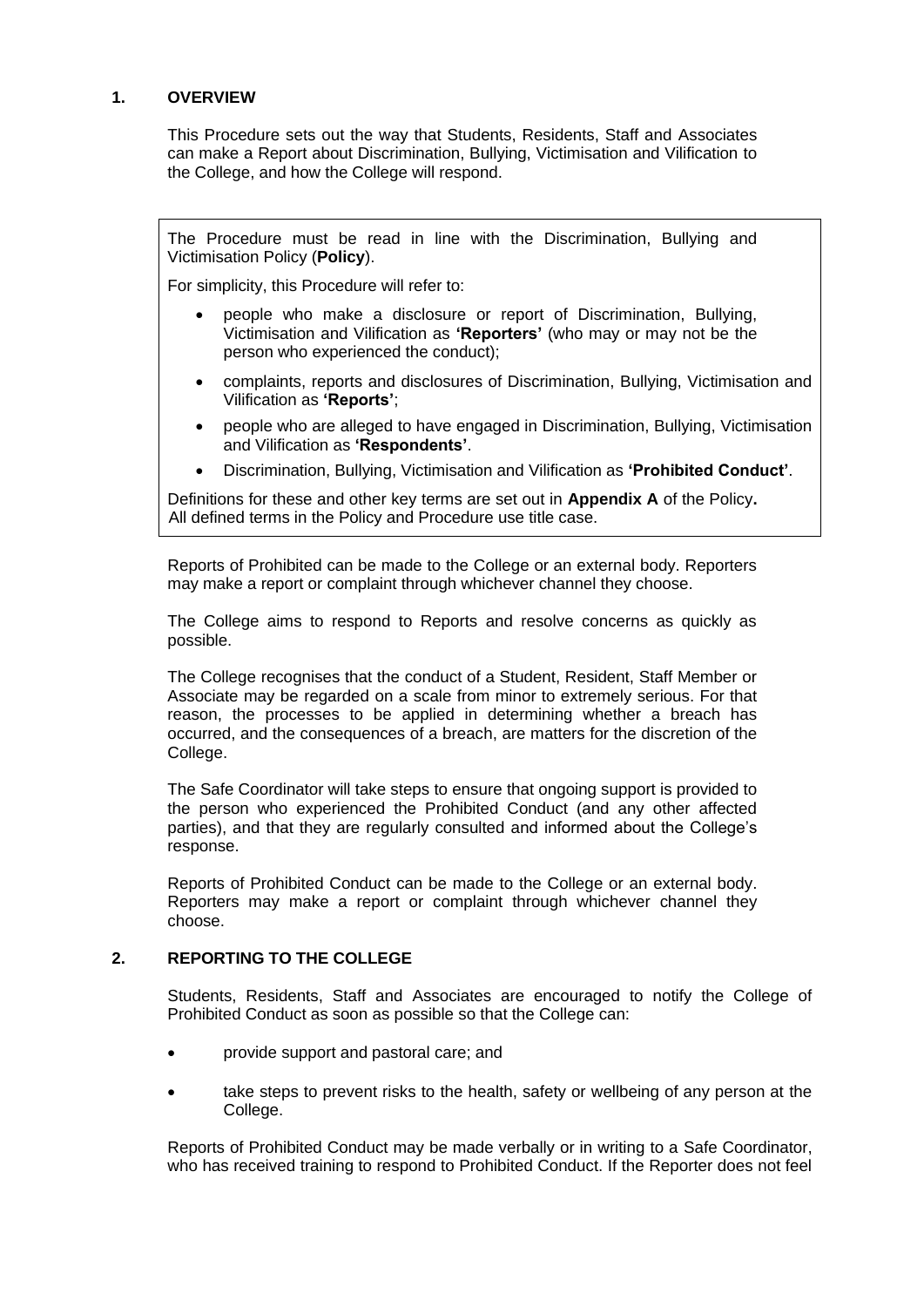## 1. OVERVIEW

This Procedure sets out the way that Students, Residents, Staff and Associates can make a Report about Discrimination, Bullying, Victimisation and Vilification to the College, and how the College will respond.

> The Procedure must be read in line with the Discrimination, Bullying and Victimisation Policy (**Policy**).
>
> For simplicity, this Procedure will refer to:
>
> - people who make a disclosure or report of Discrimination, Bullying, Victimisation and Vilification as **'Reporters'** (who may or may not be the person who experienced the conduct);
> - complaints, reports and disclosures of Discrimination, Bullying, Victimisation and Vilification as **'Reports'**;
> - people who are alleged to have engaged in Discrimination, Bullying, Victimisation and Vilification as **'Respondents'**.
> - Discrimination, Bullying, Victimisation and Vilification as **'Prohibited Conduct'**.
>
> Definitions for these and other key terms are set out in **Appendix A** of the Policy**.** All defined terms in the Policy and Procedure use title case.

Reports of Prohibited can be made to the College or an external body. Reporters may make a report or complaint through whichever channel they choose.

The College aims to respond to Reports and resolve concerns as quickly as possible.

The College recognises that the conduct of a Student, Resident, Staff Member or Associate may be regarded on a scale from minor to extremely serious. For that reason, the processes to be applied in determining whether a breach has occurred, and the consequences of a breach, are matters for the discretion of the College.

The Safe Coordinator will take steps to ensure that ongoing support is provided to the person who experienced the Prohibited Conduct (and any other affected parties), and that they are regularly consulted and informed about the College's response.

Reports of Prohibited Conduct can be made to the College or an external body. Reporters may make a report or complaint through whichever channel they choose.

## 2. REPORTING TO THE COLLEGE

Students, Residents, Staff and Associates are encouraged to notify the College of Prohibited Conduct as soon as possible so that the College can:

- provide support and pastoral care; and
- take steps to prevent risks to the health, safety or wellbeing of any person at the College.

Reports of Prohibited Conduct may be made verbally or in writing to a Safe Coordinator, who has received training to respond to Prohibited Conduct. If the Reporter does not feel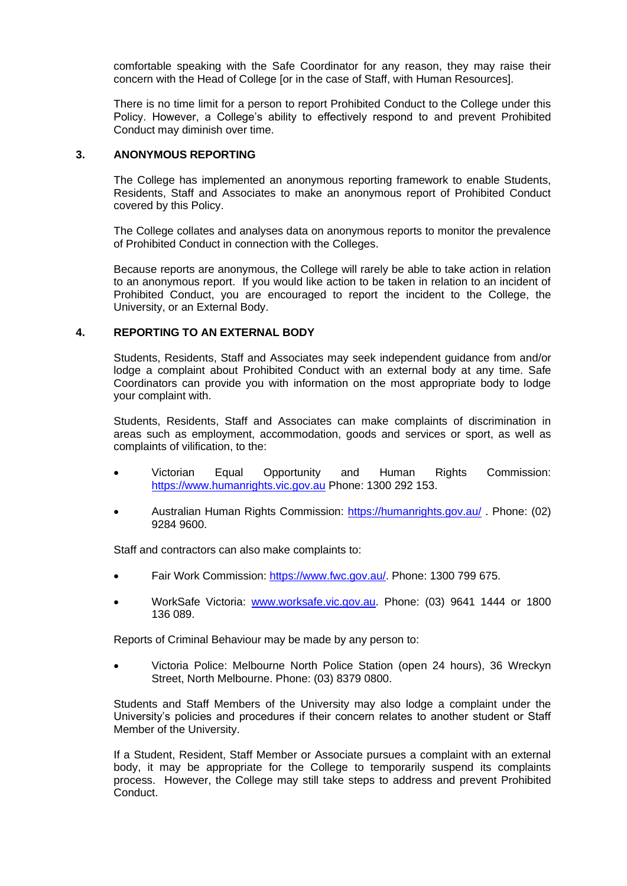comfortable speaking with the Safe Coordinator for any reason, they may raise their concern with the Head of College [or in the case of Staff, with Human Resources].

There is no time limit for a person to report Prohibited Conduct to the College under this Policy. However, a College's ability to effectively respond to and prevent Prohibited Conduct may diminish over time.

## 3. ANONYMOUS REPORTING

The College has implemented an anonymous reporting framework to enable Students, Residents, Staff and Associates to make an anonymous report of Prohibited Conduct covered by this Policy.

The College collates and analyses data on anonymous reports to monitor the prevalence of Prohibited Conduct in connection with the Colleges.

Because reports are anonymous, the College will rarely be able to take action in relation to an anonymous report. If you would like action to be taken in relation to an incident of Prohibited Conduct, you are encouraged to report the incident to the College, the University, or an External Body.

## 4. REPORTING TO AN EXTERNAL BODY

Students, Residents, Staff and Associates may seek independent guidance from and/or lodge a complaint about Prohibited Conduct with an external body at any time. Safe Coordinators can provide you with information on the most appropriate body to lodge your complaint with.

Students, Residents, Staff and Associates can make complaints of discrimination in areas such as employment, accommodation, goods and services or sport, as well as complaints of vilification, to the:

- Victorian Equal Opportunity and Human Rights Commission: https://www.humanrights.vic.gov.au Phone: 1300 292 153.
- Australian Human Rights Commission: https://humanrights.gov.au/ . Phone: (02) 9284 9600.

Staff and contractors can also make complaints to:

- Fair Work Commission: https://www.fwc.gov.au/. Phone: 1300 799 675.
- WorkSafe Victoria: www.worksafe.vic.gov.au. Phone: (03) 9641 1444 or 1800 136 089.

Reports of Criminal Behaviour may be made by any person to:

- Victoria Police: Melbourne North Police Station (open 24 hours), 36 Wreckyn Street, North Melbourne. Phone: (03) 8379 0800.

Students and Staff Members of the University may also lodge a complaint under the University's policies and procedures if their concern relates to another student or Staff Member of the University.

If a Student, Resident, Staff Member or Associate pursues a complaint with an external body, it may be appropriate for the College to temporarily suspend its complaints process. However, the College may still take steps to address and prevent Prohibited Conduct.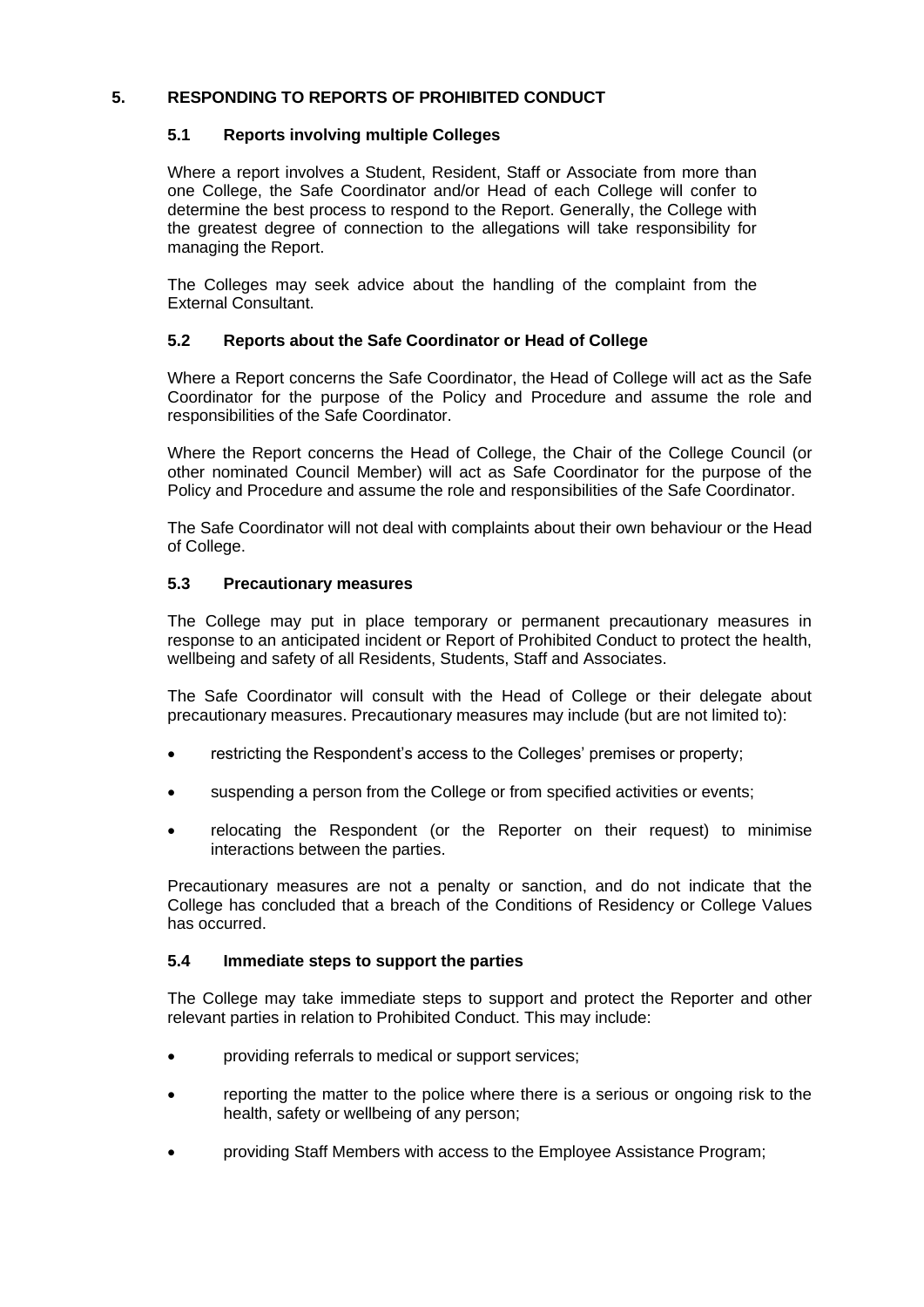## 5. RESPONDING TO REPORTS OF PROHIBITED CONDUCT

### 5.1 Reports involving multiple Colleges

Where a report involves a Student, Resident, Staff or Associate from more than one College, the Safe Coordinator and/or Head of each College will confer to determine the best process to respond to the Report. Generally, the College with the greatest degree of connection to the allegations will take responsibility for managing the Report.

The Colleges may seek advice about the handling of the complaint from the External Consultant.

### 5.2 Reports about the Safe Coordinator or Head of College

Where a Report concerns the Safe Coordinator, the Head of College will act as the Safe Coordinator for the purpose of the Policy and Procedure and assume the role and responsibilities of the Safe Coordinator.

Where the Report concerns the Head of College, the Chair of the College Council (or other nominated Council Member) will act as Safe Coordinator for the purpose of the Policy and Procedure and assume the role and responsibilities of the Safe Coordinator.

The Safe Coordinator will not deal with complaints about their own behaviour or the Head of College.

### 5.3 Precautionary measures

The College may put in place temporary or permanent precautionary measures in response to an anticipated incident or Report of Prohibited Conduct to protect the health, wellbeing and safety of all Residents, Students, Staff and Associates.

The Safe Coordinator will consult with the Head of College or their delegate about precautionary measures. Precautionary measures may include (but are not limited to):

- restricting the Respondent's access to the Colleges' premises or property;
- suspending a person from the College or from specified activities or events;
- relocating the Respondent (or the Reporter on their request) to minimise interactions between the parties.

Precautionary measures are not a penalty or sanction, and do not indicate that the College has concluded that a breach of the Conditions of Residency or College Values has occurred.

### 5.4 Immediate steps to support the parties

The College may take immediate steps to support and protect the Reporter and other relevant parties in relation to Prohibited Conduct. This may include:

- providing referrals to medical or support services;
- reporting the matter to the police where there is a serious or ongoing risk to the health, safety or wellbeing of any person;
- providing Staff Members with access to the Employee Assistance Program;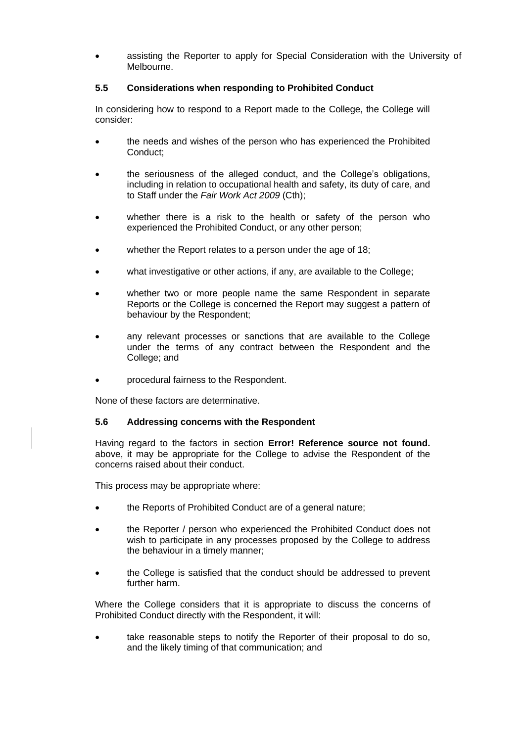- assisting the Reporter to apply for Special Consideration with the University of Melbourne.

### 5.5 Considerations when responding to Prohibited Conduct

In considering how to respond to a Report made to the College, the College will consider:

- the needs and wishes of the person who has experienced the Prohibited Conduct;
- the seriousness of the alleged conduct, and the College's obligations, including in relation to occupational health and safety, its duty of care, and to Staff under the *Fair Work Act 2009* (Cth);
- whether there is a risk to the health or safety of the person who experienced the Prohibited Conduct, or any other person;
- whether the Report relates to a person under the age of 18;
- what investigative or other actions, if any, are available to the College;
- whether two or more people name the same Respondent in separate Reports or the College is concerned the Report may suggest a pattern of behaviour by the Respondent;
- any relevant processes or sanctions that are available to the College under the terms of any contract between the Respondent and the College; and
- procedural fairness to the Respondent.

None of these factors are determinative.

### 5.6 Addressing concerns with the Respondent

Having regard to the factors in section **Error! Reference source not found.** above, it may be appropriate for the College to advise the Respondent of the concerns raised about their conduct.

This process may be appropriate where:

- the Reports of Prohibited Conduct are of a general nature;
- the Reporter / person who experienced the Prohibited Conduct does not wish to participate in any processes proposed by the College to address the behaviour in a timely manner;
- the College is satisfied that the conduct should be addressed to prevent further harm.

Where the College considers that it is appropriate to discuss the concerns of Prohibited Conduct directly with the Respondent, it will:

- take reasonable steps to notify the Reporter of their proposal to do so, and the likely timing of that communication; and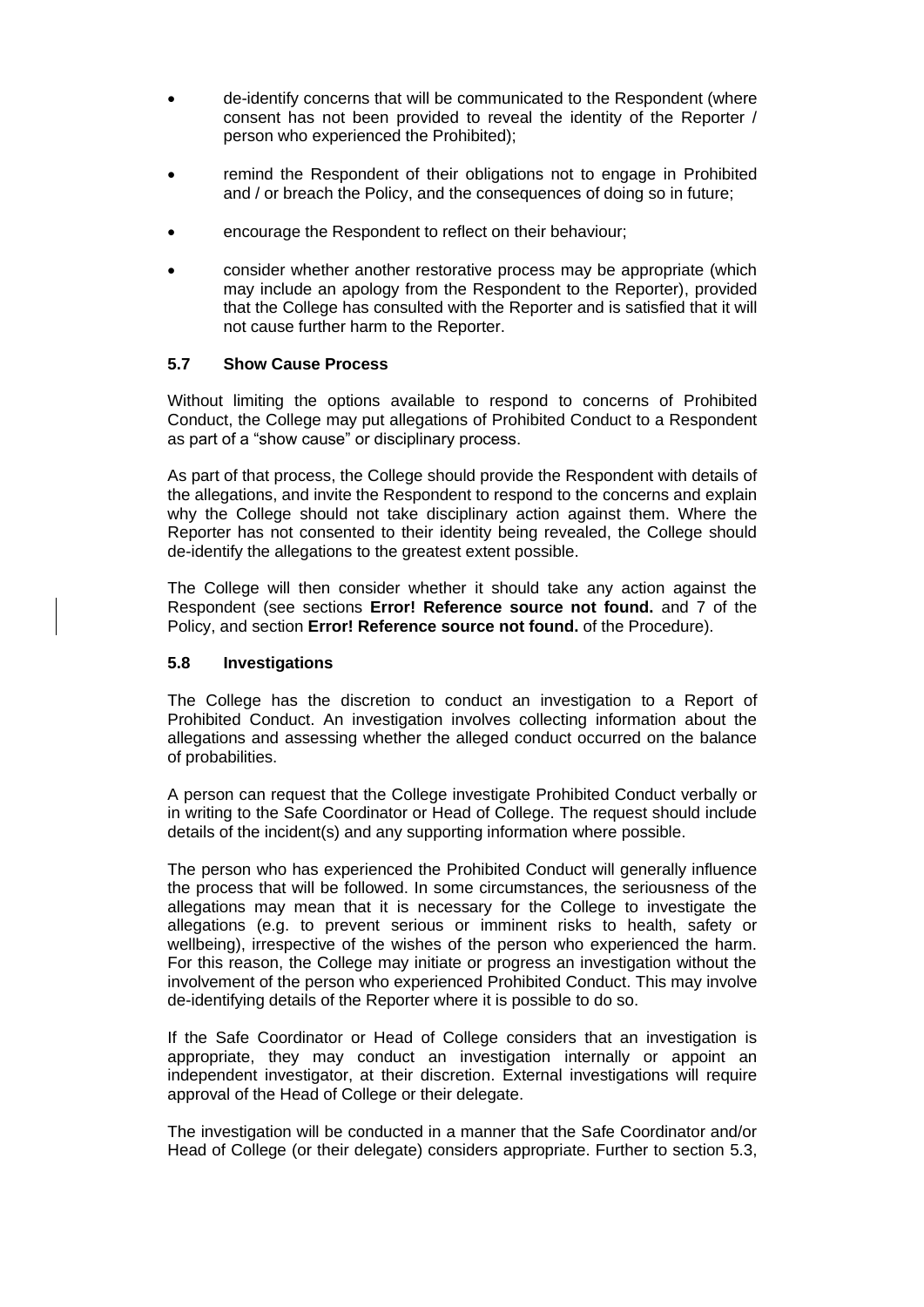- de-identify concerns that will be communicated to the Respondent (where consent has not been provided to reveal the identity of the Reporter / person who experienced the Prohibited);
- remind the Respondent of their obligations not to engage in Prohibited and / or breach the Policy, and the consequences of doing so in future;
- encourage the Respondent to reflect on their behaviour;
- consider whether another restorative process may be appropriate (which may include an apology from the Respondent to the Reporter), provided that the College has consulted with the Reporter and is satisfied that it will not cause further harm to the Reporter.

### 5.7 Show Cause Process

Without limiting the options available to respond to concerns of Prohibited Conduct, the College may put allegations of Prohibited Conduct to a Respondent as part of a "show cause" or disciplinary process.

As part of that process, the College should provide the Respondent with details of the allegations, and invite the Respondent to respond to the concerns and explain why the College should not take disciplinary action against them. Where the Reporter has not consented to their identity being revealed, the College should de-identify the allegations to the greatest extent possible.

The College will then consider whether it should take any action against the Respondent (see sections **Error! Reference source not found.** and 7 of the Policy, and section **Error! Reference source not found.** of the Procedure).

### 5.8 Investigations

The College has the discretion to conduct an investigation to a Report of Prohibited Conduct. An investigation involves collecting information about the allegations and assessing whether the alleged conduct occurred on the balance of probabilities.

A person can request that the College investigate Prohibited Conduct verbally or in writing to the Safe Coordinator or Head of College. The request should include details of the incident(s) and any supporting information where possible.

The person who has experienced the Prohibited Conduct will generally influence the process that will be followed. In some circumstances, the seriousness of the allegations may mean that it is necessary for the College to investigate the allegations (e.g. to prevent serious or imminent risks to health, safety or wellbeing), irrespective of the wishes of the person who experienced the harm. For this reason, the College may initiate or progress an investigation without the involvement of the person who experienced Prohibited Conduct. This may involve de-identifying details of the Reporter where it is possible to do so.

If the Safe Coordinator or Head of College considers that an investigation is appropriate, they may conduct an investigation internally or appoint an independent investigator, at their discretion. External investigations will require approval of the Head of College or their delegate.

The investigation will be conducted in a manner that the Safe Coordinator and/or Head of College (or their delegate) considers appropriate. Further to section 5.3,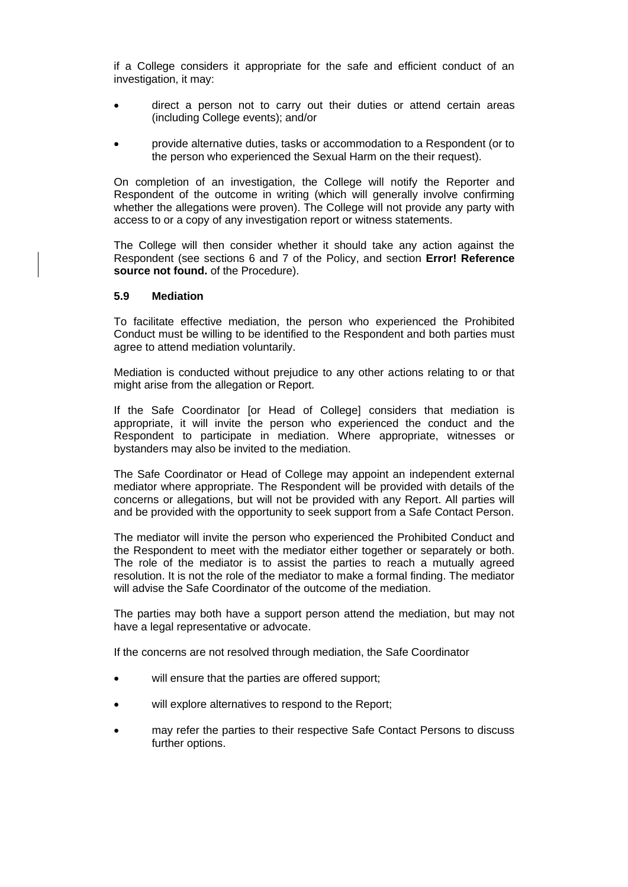if a College considers it appropriate for the safe and efficient conduct of an investigation, it may:

- direct a person not to carry out their duties or attend certain areas (including College events); and/or
- provide alternative duties, tasks or accommodation to a Respondent (or to the person who experienced the Sexual Harm on the their request).

On completion of an investigation, the College will notify the Reporter and Respondent of the outcome in writing (which will generally involve confirming whether the allegations were proven). The College will not provide any party with access to or a copy of any investigation report or witness statements.

The College will then consider whether it should take any action against the Respondent (see sections 6 and 7 of the Policy, and section **Error! Reference source not found.** of the Procedure).

### 5.9 Mediation

To facilitate effective mediation, the person who experienced the Prohibited Conduct must be willing to be identified to the Respondent and both parties must agree to attend mediation voluntarily.

Mediation is conducted without prejudice to any other actions relating to or that might arise from the allegation or Report.

If the Safe Coordinator [or Head of College] considers that mediation is appropriate, it will invite the person who experienced the conduct and the Respondent to participate in mediation. Where appropriate, witnesses or bystanders may also be invited to the mediation.

The Safe Coordinator or Head of College may appoint an independent external mediator where appropriate. The Respondent will be provided with details of the concerns or allegations, but will not be provided with any Report. All parties will and be provided with the opportunity to seek support from a Safe Contact Person.

The mediator will invite the person who experienced the Prohibited Conduct and the Respondent to meet with the mediator either together or separately or both. The role of the mediator is to assist the parties to reach a mutually agreed resolution. It is not the role of the mediator to make a formal finding. The mediator will advise the Safe Coordinator of the outcome of the mediation.

The parties may both have a support person attend the mediation, but may not have a legal representative or advocate.

If the concerns are not resolved through mediation, the Safe Coordinator

- will ensure that the parties are offered support;
- will explore alternatives to respond to the Report;
- may refer the parties to their respective Safe Contact Persons to discuss further options.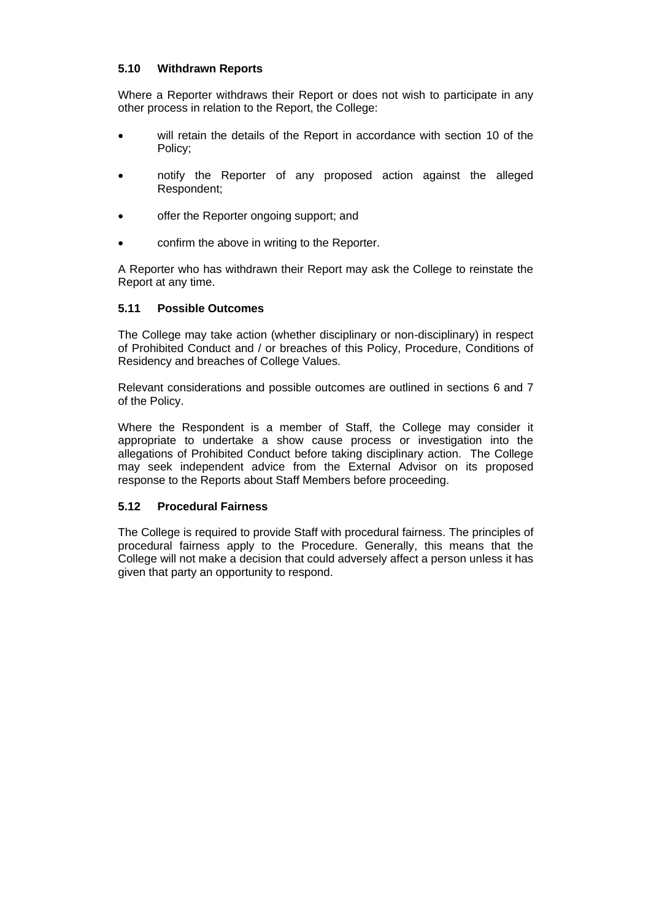### 5.10 Withdrawn Reports

Where a Reporter withdraws their Report or does not wish to participate in any other process in relation to the Report, the College:

- will retain the details of the Report in accordance with section 10 of the Policy;
- notify the Reporter of any proposed action against the alleged Respondent;
- offer the Reporter ongoing support; and
- confirm the above in writing to the Reporter.

A Reporter who has withdrawn their Report may ask the College to reinstate the Report at any time.

### 5.11 Possible Outcomes

The College may take action (whether disciplinary or non-disciplinary) in respect of Prohibited Conduct and / or breaches of this Policy, Procedure, Conditions of Residency and breaches of College Values.

Relevant considerations and possible outcomes are outlined in sections 6 and 7 of the Policy.

Where the Respondent is a member of Staff, the College may consider it appropriate to undertake a show cause process or investigation into the allegations of Prohibited Conduct before taking disciplinary action. The College may seek independent advice from the External Advisor on its proposed response to the Reports about Staff Members before proceeding.

### 5.12 Procedural Fairness

The College is required to provide Staff with procedural fairness. The principles of procedural fairness apply to the Procedure. Generally, this means that the College will not make a decision that could adversely affect a person unless it has given that party an opportunity to respond.